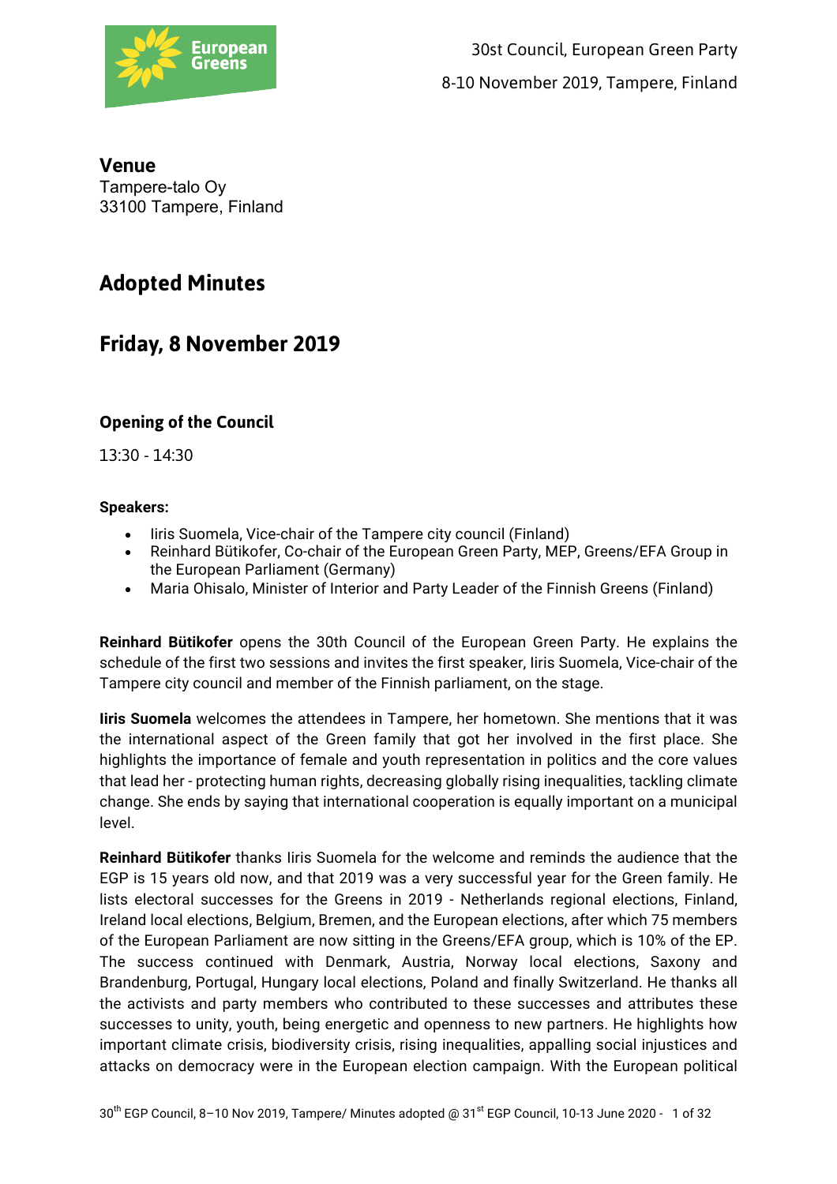30st Council, European Green Party

8-10 November 2019, Tampere, Finland

**Venue**
Tampere-talo Oy
33100 Tampere, Finland

# Adopted Minutes

## Friday, 8 November 2019

### Opening of the Council

13:30 - 14:30

**Speakers:**

- Iiris Suomela, Vice-chair of the Tampere city council (Finland)
- Reinhard Bütikofer, Co-chair of the European Green Party, MEP, Greens/EFA Group in the European Parliament (Germany)
- Maria Ohisalo, Minister of Interior and Party Leader of the Finnish Greens (Finland)

**Reinhard Bütikofer** opens the 30th Council of the European Green Party. He explains the schedule of the first two sessions and invites the first speaker, Iiris Suomela, Vice-chair of the Tampere city council and member of the Finnish parliament, on the stage.

**Iiris Suomela** welcomes the attendees in Tampere, her hometown. She mentions that it was the international aspect of the Green family that got her involved in the first place. She highlights the importance of female and youth representation in politics and the core values that lead her - protecting human rights, decreasing globally rising inequalities, tackling climate change. She ends by saying that international cooperation is equally important on a municipal level.

**Reinhard Bütikofer** thanks Iiris Suomela for the welcome and reminds the audience that the EGP is 15 years old now, and that 2019 was a very successful year for the Green family. He lists electoral successes for the Greens in 2019 - Netherlands regional elections, Finland, Ireland local elections, Belgium, Bremen, and the European elections, after which 75 members of the European Parliament are now sitting in the Greens/EFA group, which is 10% of the EP. The success continued with Denmark, Austria, Norway local elections, Saxony and Brandenburg, Portugal, Hungary local elections, Poland and finally Switzerland. He thanks all the activists and party members who contributed to these successes and attributes these successes to unity, youth, being energetic and openness to new partners. He highlights how important climate crisis, biodiversity crisis, rising inequalities, appalling social injustices and attacks on democracy were in the European election campaign. With the European political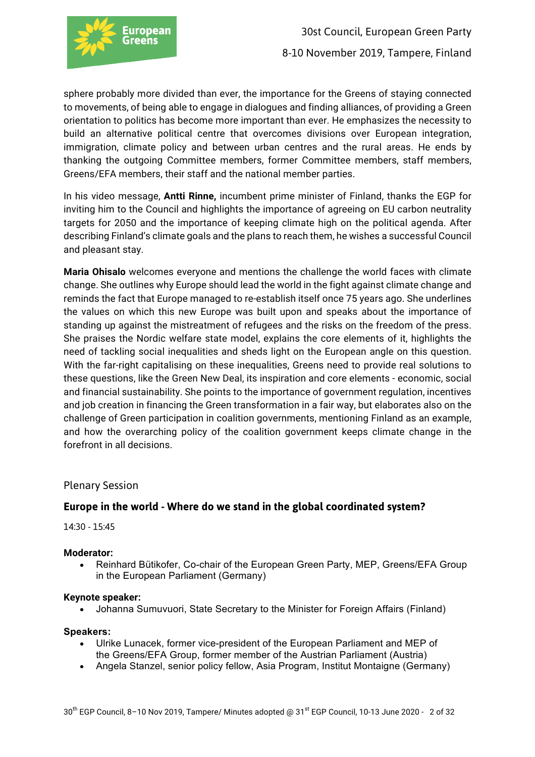sphere probably more divided than ever, the importance for the Greens of staying connected to movements, of being able to engage in dialogues and finding alliances, of providing a Green orientation to politics has become more important than ever. He emphasizes the necessity to build an alternative political centre that overcomes divisions over European integration, immigration, climate policy and between urban centres and the rural areas. He ends by thanking the outgoing Committee members, former Committee members, staff members, Greens/EFA members, their staff and the national member parties.

In his video message, **Antti Rinne,** incumbent prime minister of Finland, thanks the EGP for inviting him to the Council and highlights the importance of agreeing on EU carbon neutrality targets for 2050 and the importance of keeping climate high on the political agenda. After describing Finland's climate goals and the plans to reach them, he wishes a successful Council and pleasant stay.

**Maria Ohisalo** welcomes everyone and mentions the challenge the world faces with climate change. She outlines why Europe should lead the world in the fight against climate change and reminds the fact that Europe managed to re-establish itself once 75 years ago. She underlines the values on which this new Europe was built upon and speaks about the importance of standing up against the mistreatment of refugees and the risks on the freedom of the press. She praises the Nordic welfare state model, explains the core elements of it, highlights the need of tackling social inequalities and sheds light on the European angle on this question. With the far-right capitalising on these inequalities, Greens need to provide real solutions to these questions, like the Green New Deal, its inspiration and core elements - economic, social and financial sustainability. She points to the importance of government regulation, incentives and job creation in financing the Green transformation in a fair way, but elaborates also on the challenge of Green participation in coalition governments, mentioning Finland as an example, and how the overarching policy of the coalition government keeps climate change in the forefront in all decisions.

## Plenary Session

### Europe in the world - Where do we stand in the global coordinated system?

14:30 - 15:45

**Moderator:**

- Reinhard Bütikofer, Co-chair of the European Green Party, MEP, Greens/EFA Group in the European Parliament (Germany)

**Keynote speaker:**

- Johanna Sumuvuori, State Secretary to the Minister for Foreign Affairs (Finland)

**Speakers:**

- Ulrike Lunacek, former vice-president of the European Parliament and MEP of the Greens/EFA Group, former member of the Austrian Parliament (Austria)
- Angela Stanzel, senior policy fellow, Asia Program, Institut Montaigne (Germany)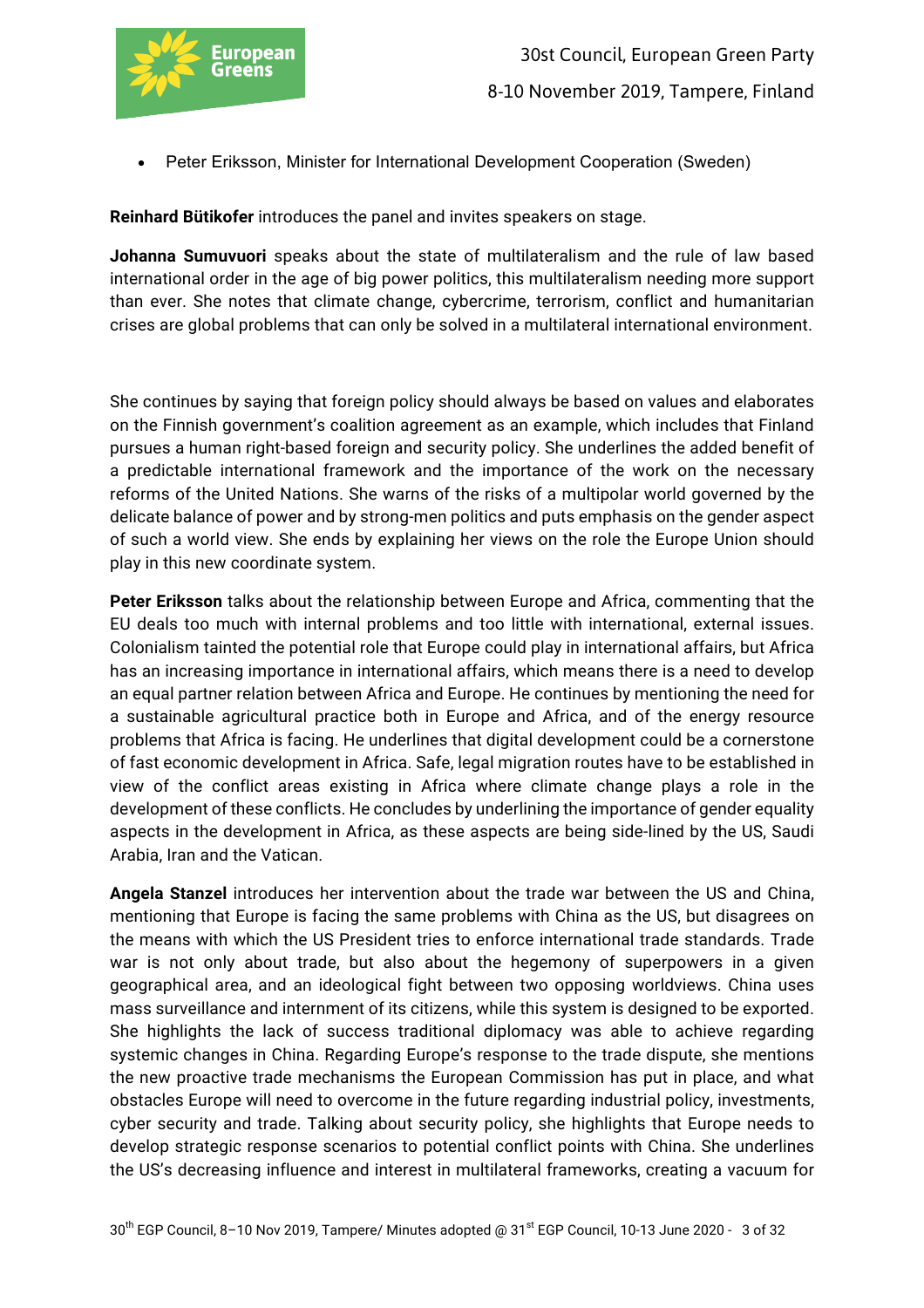- Peter Eriksson, Minister for International Development Cooperation (Sweden)

**Reinhard Bütikofer** introduces the panel and invites speakers on stage.

**Johanna Sumuvuori** speaks about the state of multilateralism and the rule of law based international order in the age of big power politics, this multilateralism needing more support than ever. She notes that climate change, cybercrime, terrorism, conflict and humanitarian crises are global problems that can only be solved in a multilateral international environment.

She continues by saying that foreign policy should always be based on values and elaborates on the Finnish government's coalition agreement as an example, which includes that Finland pursues a human right-based foreign and security policy. She underlines the added benefit of a predictable international framework and the importance of the work on the necessary reforms of the United Nations. She warns of the risks of a multipolar world governed by the delicate balance of power and by strong-men politics and puts emphasis on the gender aspect of such a world view. She ends by explaining her views on the role the Europe Union should play in this new coordinate system.

**Peter Eriksson** talks about the relationship between Europe and Africa, commenting that the EU deals too much with internal problems and too little with international, external issues. Colonialism tainted the potential role that Europe could play in international affairs, but Africa has an increasing importance in international affairs, which means there is a need to develop an equal partner relation between Africa and Europe. He continues by mentioning the need for a sustainable agricultural practice both in Europe and Africa, and of the energy resource problems that Africa is facing. He underlines that digital development could be a cornerstone of fast economic development in Africa. Safe, legal migration routes have to be established in view of the conflict areas existing in Africa where climate change plays a role in the development of these conflicts. He concludes by underlining the importance of gender equality aspects in the development in Africa, as these aspects are being side-lined by the US, Saudi Arabia, Iran and the Vatican.

**Angela Stanzel** introduces her intervention about the trade war between the US and China, mentioning that Europe is facing the same problems with China as the US, but disagrees on the means with which the US President tries to enforce international trade standards. Trade war is not only about trade, but also about the hegemony of superpowers in a given geographical area, and an ideological fight between two opposing worldviews. China uses mass surveillance and internment of its citizens, while this system is designed to be exported. She highlights the lack of success traditional diplomacy was able to achieve regarding systemic changes in China. Regarding Europe's response to the trade dispute, she mentions the new proactive trade mechanisms the European Commission has put in place, and what obstacles Europe will need to overcome in the future regarding industrial policy, investments, cyber security and trade. Talking about security policy, she highlights that Europe needs to develop strategic response scenarios to potential conflict points with China. She underlines the US's decreasing influence and interest in multilateral frameworks, creating a vacuum for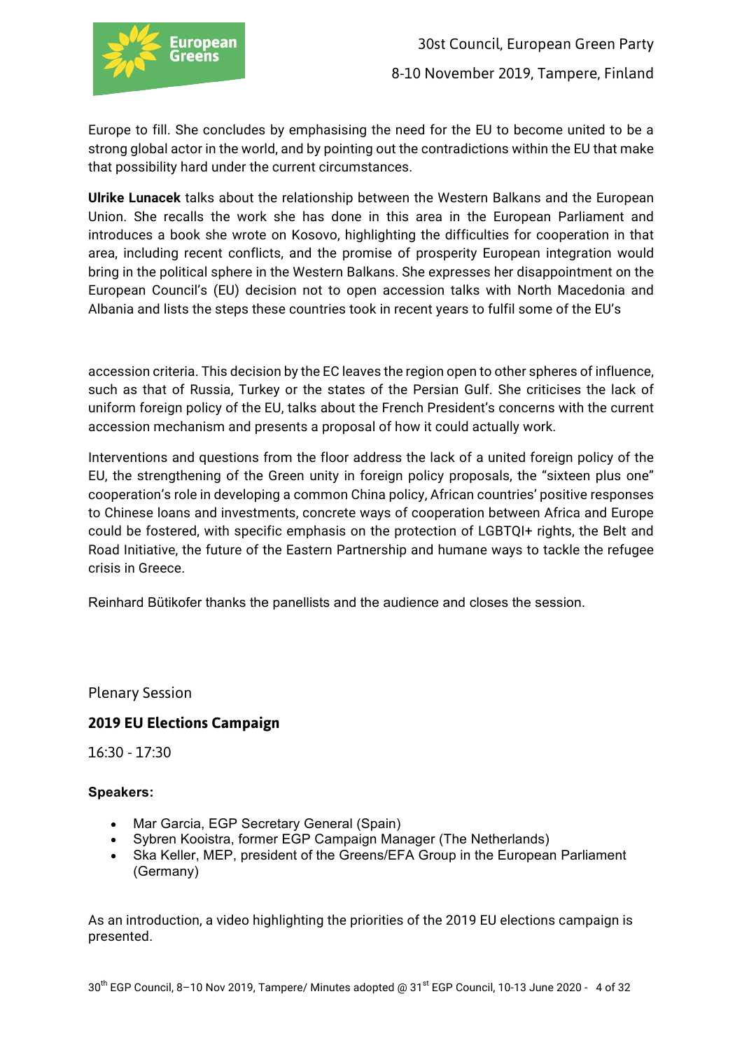Europe to fill. She concludes by emphasising the need for the EU to become united to be a strong global actor in the world, and by pointing out the contradictions within the EU that make that possibility hard under the current circumstances.

**Ulrike Lunacek** talks about the relationship between the Western Balkans and the European Union. She recalls the work she has done in this area in the European Parliament and introduces a book she wrote on Kosovo, highlighting the difficulties for cooperation in that area, including recent conflicts, and the promise of prosperity European integration would bring in the political sphere in the Western Balkans. She expresses her disappointment on the European Council's (EU) decision not to open accession talks with North Macedonia and Albania and lists the steps these countries took in recent years to fulfil some of the EU's accession criteria. This decision by the EC leaves the region open to other spheres of influence, such as that of Russia, Turkey or the states of the Persian Gulf. She criticises the lack of uniform foreign policy of the EU, talks about the French President's concerns with the current accession mechanism and presents a proposal of how it could actually work.

Interventions and questions from the floor address the lack of a united foreign policy of the EU, the strengthening of the Green unity in foreign policy proposals, the "sixteen plus one" cooperation's role in developing a common China policy, African countries' positive responses to Chinese loans and investments, concrete ways of cooperation between Africa and Europe could be fostered, with specific emphasis on the protection of LGBTQI+ rights, the Belt and Road Initiative, the future of the Eastern Partnership and humane ways to tackle the refugee crisis in Greece.

Reinhard Bütikofer thanks the panellists and the audience and closes the session.

Plenary Session

## 2019 EU Elections Campaign

16:30 - 17:30

**Speakers:**

- Mar Garcia, EGP Secretary General (Spain)
- Sybren Kooistra, former EGP Campaign Manager (The Netherlands)
- Ska Keller, MEP, president of the Greens/EFA Group in the European Parliament (Germany)

As an introduction, a video highlighting the priorities of the 2019 EU elections campaign is presented.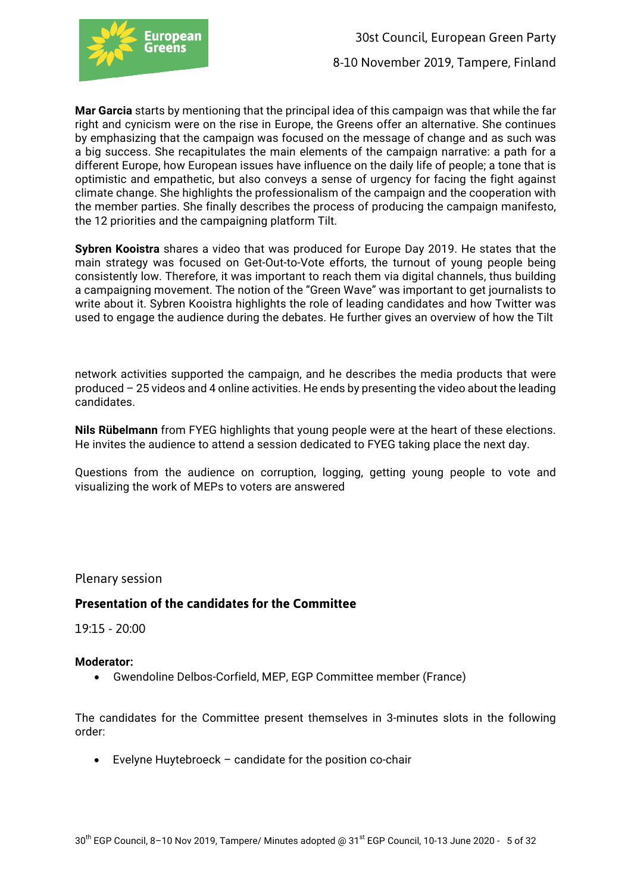**Mar Garcia** starts by mentioning that the principal idea of this campaign was that while the far right and cynicism were on the rise in Europe, the Greens offer an alternative. She continues by emphasizing that the campaign was focused on the message of change and as such was a big success. She recapitulates the main elements of the campaign narrative: a path for a different Europe, how European issues have influence on the daily life of people; a tone that is optimistic and empathetic, but also conveys a sense of urgency for facing the fight against climate change. She highlights the professionalism of the campaign and the cooperation with the member parties. She finally describes the process of producing the campaign manifesto, the 12 priorities and the campaigning platform Tilt.

**Sybren Kooistra** shares a video that was produced for Europe Day 2019. He states that the main strategy was focused on Get-Out-to-Vote efforts, the turnout of young people being consistently low. Therefore, it was important to reach them via digital channels, thus building a campaigning movement. The notion of the "Green Wave" was important to get journalists to write about it. Sybren Kooistra highlights the role of leading candidates and how Twitter was used to engage the audience during the debates. He further gives an overview of how the Tilt network activities supported the campaign, and he describes the media products that were produced – 25 videos and 4 online activities. He ends by presenting the video about the leading candidates.

**Nils Rübelmann** from FYEG highlights that young people were at the heart of these elections. He invites the audience to attend a session dedicated to FYEG taking place the next day.

Questions from the audience on corruption, logging, getting young people to vote and visualizing the work of MEPs to voters are answered

Plenary session

## Presentation of the candidates for the Committee

19:15 - 20:00

**Moderator:**

- Gwendoline Delbos-Corfield, MEP, EGP Committee member (France)

The candidates for the Committee present themselves in 3-minutes slots in the following order:

- Evelyne Huytebroeck – candidate for the position co-chair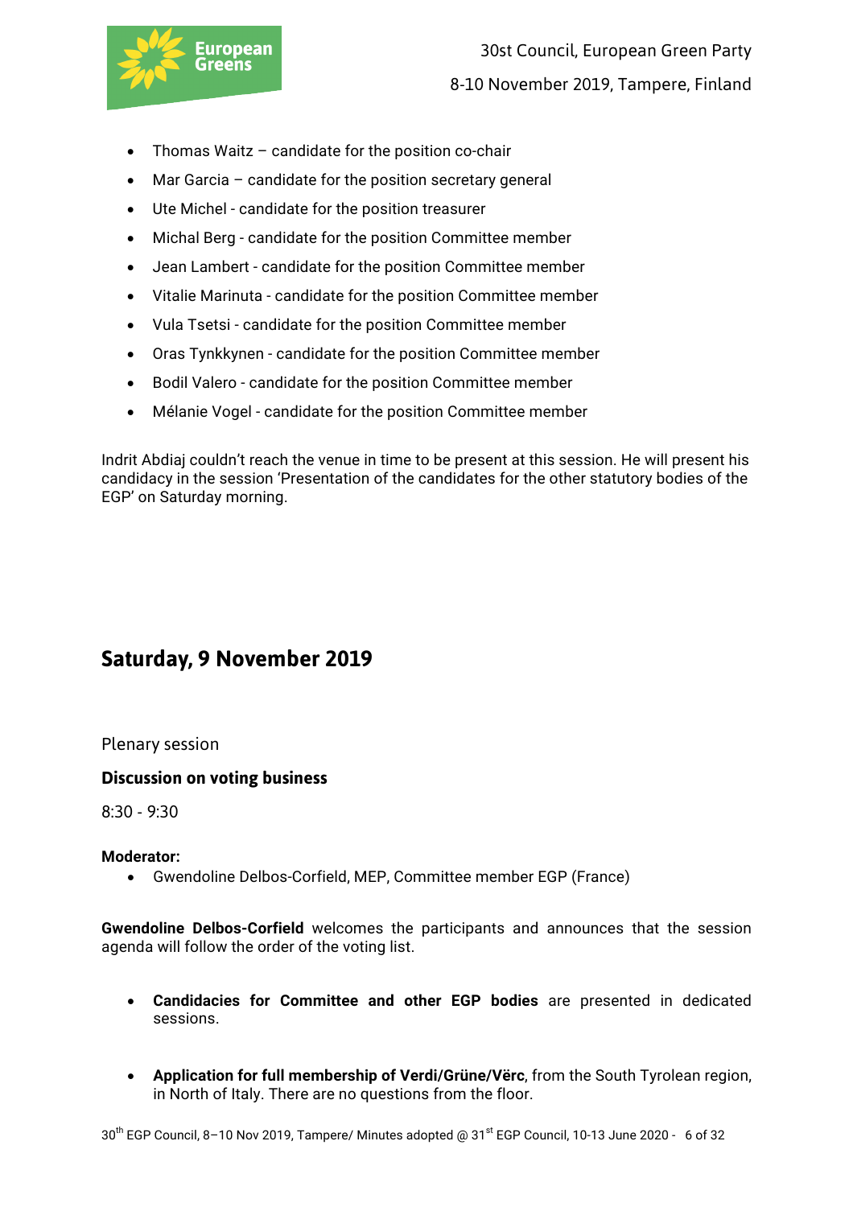- Thomas Waitz – candidate for the position co-chair
- Mar Garcia – candidate for the position secretary general
- Ute Michel - candidate for the position treasurer
- Michal Berg - candidate for the position Committee member
- Jean Lambert - candidate for the position Committee member
- Vitalie Marinuta - candidate for the position Committee member
- Vula Tsetsi - candidate for the position Committee member
- Oras Tynkkynen - candidate for the position Committee member
- Bodil Valero - candidate for the position Committee member
- Mélanie Vogel - candidate for the position Committee member

Indrit Abdiaj couldn't reach the venue in time to be present at this session. He will present his candidacy in the session 'Presentation of the candidates for the other statutory bodies of the EGP' on Saturday morning.

## Saturday, 9 November 2019

Plenary session

### Discussion on voting business

8:30 - 9:30

**Moderator:**

- Gwendoline Delbos-Corfield, MEP, Committee member EGP (France)

**Gwendoline Delbos-Corfield** welcomes the participants and announces that the session agenda will follow the order of the voting list.

- **Candidacies for Committee and other EGP bodies** are presented in dedicated sessions.

- **Application for full membership of Verdi/Grüne/Vërc**, from the South Tyrolean region, in North of Italy. There are no questions from the floor.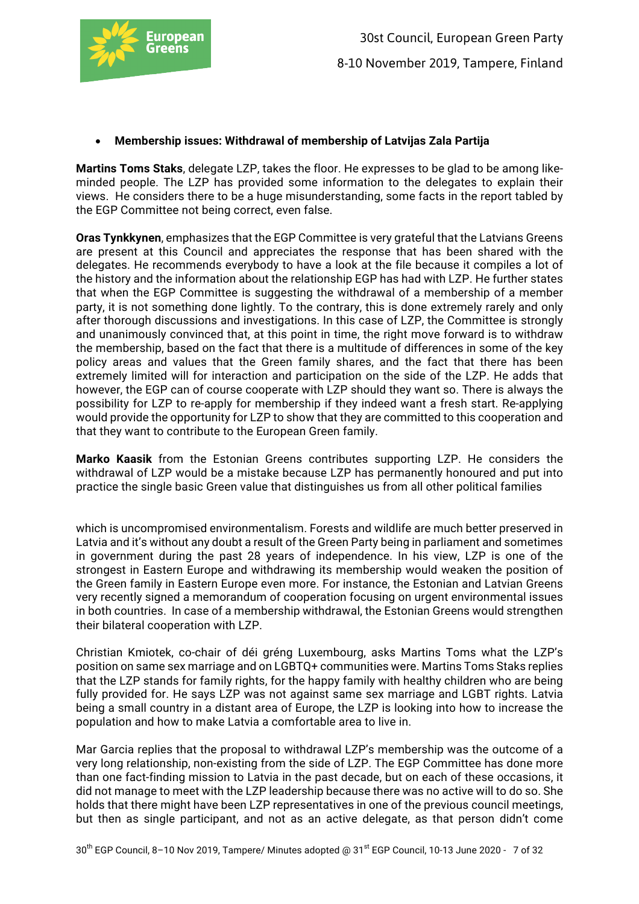- **Membership issues: Withdrawal of membership of Latvijas Zala Partija**

**Martins Toms Staks**, delegate LZP, takes the floor. He expresses to be glad to be among like-minded people. The LZP has provided some information to the delegates to explain their views. He considers there to be a huge misunderstanding, some facts in the report tabled by the EGP Committee not being correct, even false.

**Oras Tynkkynen**, emphasizes that the EGP Committee is very grateful that the Latvians Greens are present at this Council and appreciates the response that has been shared with the delegates. He recommends everybody to have a look at the file because it compiles a lot of the history and the information about the relationship EGP has had with LZP. He further states that when the EGP Committee is suggesting the withdrawal of a membership of a member party, it is not something done lightly. To the contrary, this is done extremely rarely and only after thorough discussions and investigations. In this case of LZP, the Committee is strongly and unanimously convinced that, at this point in time, the right move forward is to withdraw the membership, based on the fact that there is a multitude of differences in some of the key policy areas and values that the Green family shares, and the fact that there has been extremely limited will for interaction and participation on the side of the LZP. He adds that however, the EGP can of course cooperate with LZP should they want so. There is always the possibility for LZP to re-apply for membership if they indeed want a fresh start. Re-applying would provide the opportunity for LZP to show that they are committed to this cooperation and that they want to contribute to the European Green family.

**Marko Kaasik** from the Estonian Greens contributes supporting LZP. He considers the withdrawal of LZP would be a mistake because LZP has permanently honoured and put into practice the single basic Green value that distinguishes us from all other political families which is uncompromised environmentalism. Forests and wildlife are much better preserved in Latvia and it's without any doubt a result of the Green Party being in parliament and sometimes in government during the past 28 years of independence. In his view, LZP is one of the strongest in Eastern Europe and withdrawing its membership would weaken the position of the Green family in Eastern Europe even more. For instance, the Estonian and Latvian Greens very recently signed a memorandum of cooperation focusing on urgent environmental issues in both countries. In case of a membership withdrawal, the Estonian Greens would strengthen their bilateral cooperation with LZP.

Christian Kmiotek, co-chair of déi gréng Luxembourg, asks Martins Toms what the LZP's position on same sex marriage and on LGBTQ+ communities were. Martins Toms Staks replies that the LZP stands for family rights, for the happy family with healthy children who are being fully provided for. He says LZP was not against same sex marriage and LGBT rights. Latvia being a small country in a distant area of Europe, the LZP is looking into how to increase the population and how to make Latvia a comfortable area to live in.

Mar Garcia replies that the proposal to withdrawal LZP's membership was the outcome of a very long relationship, non-existing from the side of LZP. The EGP Committee has done more than one fact-finding mission to Latvia in the past decade, but on each of these occasions, it did not manage to meet with the LZP leadership because there was no active will to do so. She holds that there might have been LZP representatives in one of the previous council meetings, but then as single participant, and not as an active delegate, as that person didn't come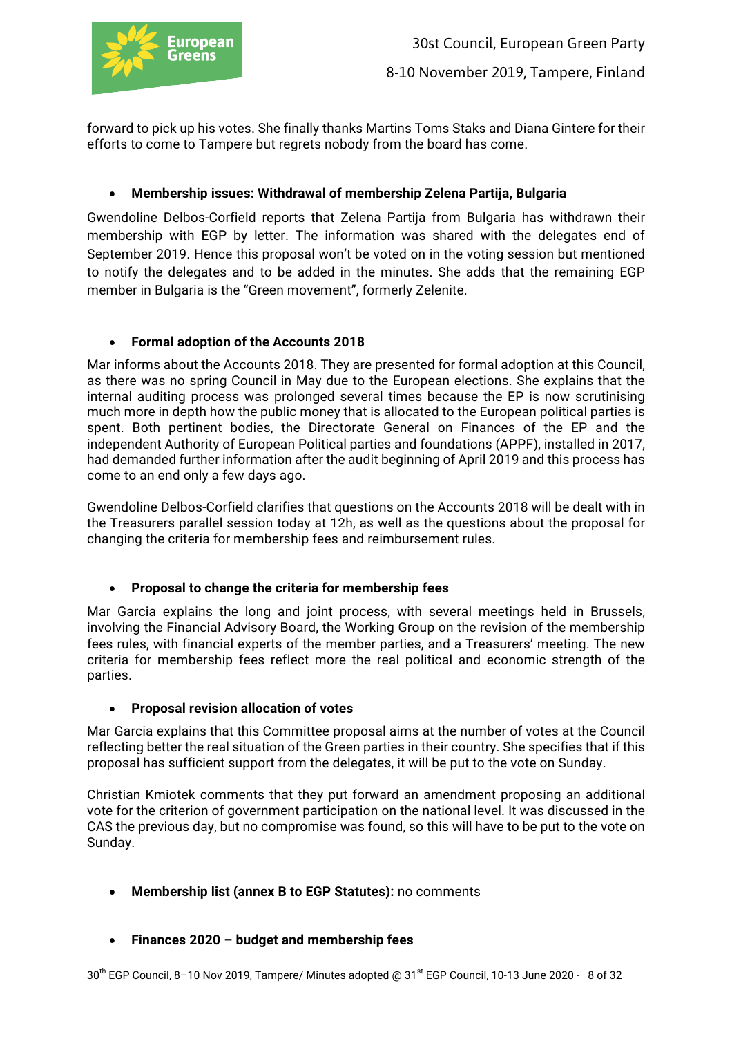forward to pick up his votes. She finally thanks Martins Toms Staks and Diana Gintere for their efforts to come to Tampere but regrets nobody from the board has come.

- **Membership issues: Withdrawal of membership Zelena Partija, Bulgaria**

Gwendoline Delbos-Corfield reports that Zelena Partija from Bulgaria has withdrawn their membership with EGP by letter. The information was shared with the delegates end of September 2019. Hence this proposal won't be voted on in the voting session but mentioned to notify the delegates and to be added in the minutes. She adds that the remaining EGP member in Bulgaria is the "Green movement", formerly Zelenite.

- **Formal adoption of the Accounts 2018**

Mar informs about the Accounts 2018. They are presented for formal adoption at this Council, as there was no spring Council in May due to the European elections. She explains that the internal auditing process was prolonged several times because the EP is now scrutinising much more in depth how the public money that is allocated to the European political parties is spent. Both pertinent bodies, the Directorate General on Finances of the EP and the independent Authority of European Political parties and foundations (APPF), installed in 2017, had demanded further information after the audit beginning of April 2019 and this process has come to an end only a few days ago.

Gwendoline Delbos-Corfield clarifies that questions on the Accounts 2018 will be dealt with in the Treasurers parallel session today at 12h, as well as the questions about the proposal for changing the criteria for membership fees and reimbursement rules.

- **Proposal to change the criteria for membership fees**

Mar Garcia explains the long and joint process, with several meetings held in Brussels, involving the Financial Advisory Board, the Working Group on the revision of the membership fees rules, with financial experts of the member parties, and a Treasurers' meeting. The new criteria for membership fees reflect more the real political and economic strength of the parties.

- **Proposal revision allocation of votes**

Mar Garcia explains that this Committee proposal aims at the number of votes at the Council reflecting better the real situation of the Green parties in their country. She specifies that if this proposal has sufficient support from the delegates, it will be put to the vote on Sunday.

Christian Kmiotek comments that they put forward an amendment proposing an additional vote for the criterion of government participation on the national level. It was discussed in the CAS the previous day, but no compromise was found, so this will have to be put to the vote on Sunday.

- **Membership list (annex B to EGP Statutes):** no comments

- **Finances 2020 – budget and membership fees**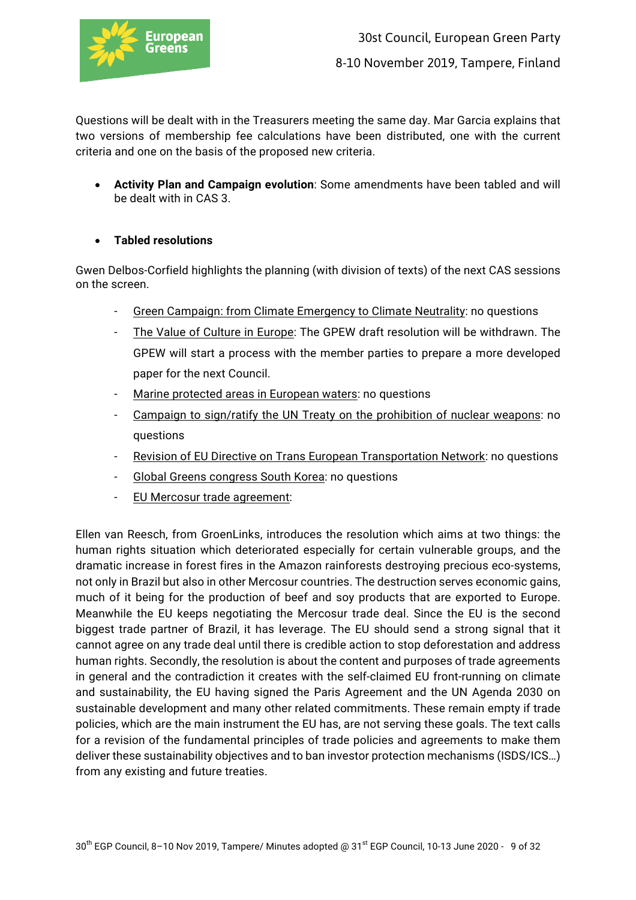Questions will be dealt with in the Treasurers meeting the same day. Mar Garcia explains that two versions of membership fee calculations have been distributed, one with the current criteria and one on the basis of the proposed new criteria.

- **Activity Plan and Campaign evolution**: Some amendments have been tabled and will be dealt with in CAS 3.

- **Tabled resolutions**

Gwen Delbos-Corfield highlights the planning (with division of texts) of the next CAS sessions on the screen.

- Green Campaign: from Climate Emergency to Climate Neutrality: no questions
- The Value of Culture in Europe: The GPEW draft resolution will be withdrawn. The GPEW will start a process with the member parties to prepare a more developed paper for the next Council.
- Marine protected areas in European waters: no questions
- Campaign to sign/ratify the UN Treaty on the prohibition of nuclear weapons: no questions
- Revision of EU Directive on Trans European Transportation Network: no questions
- Global Greens congress South Korea: no questions
- EU Mercosur trade agreement:

Ellen van Reesch, from GroenLinks, introduces the resolution which aims at two things: the human rights situation which deteriorated especially for certain vulnerable groups, and the dramatic increase in forest fires in the Amazon rainforests destroying precious eco-systems, not only in Brazil but also in other Mercosur countries. The destruction serves economic gains, much of it being for the production of beef and soy products that are exported to Europe. Meanwhile the EU keeps negotiating the Mercosur trade deal. Since the EU is the second biggest trade partner of Brazil, it has leverage. The EU should send a strong signal that it cannot agree on any trade deal until there is credible action to stop deforestation and address human rights. Secondly, the resolution is about the content and purposes of trade agreements in general and the contradiction it creates with the self-claimed EU front-running on climate and sustainability, the EU having signed the Paris Agreement and the UN Agenda 2030 on sustainable development and many other related commitments. These remain empty if trade policies, which are the main instrument the EU has, are not serving these goals. The text calls for a revision of the fundamental principles of trade policies and agreements to make them deliver these sustainability objectives and to ban investor protection mechanisms (ISDS/ICS…) from any existing and future treaties.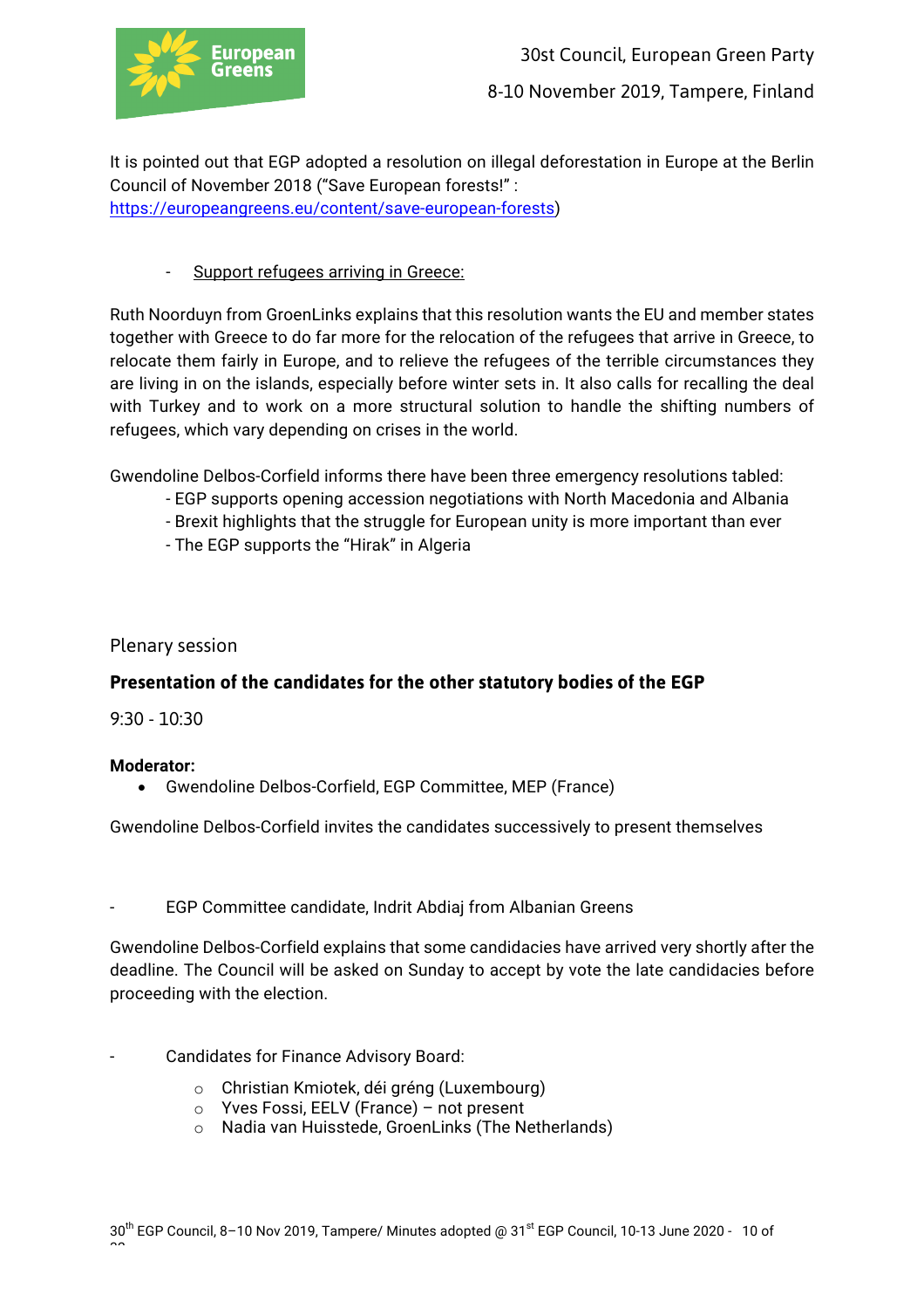It is pointed out that EGP adopted a resolution on illegal deforestation in Europe at the Berlin Council of November 2018 ("Save European forests!" : https://europeangreens.eu/content/save-european-forests)

- Support refugees arriving in Greece:

Ruth Noorduyn from GroenLinks explains that this resolution wants the EU and member states together with Greece to do far more for the relocation of the refugees that arrive in Greece, to relocate them fairly in Europe, and to relieve the refugees of the terrible circumstances they are living in on the islands, especially before winter sets in. It also calls for recalling the deal with Turkey and to work on a more structural solution to handle the shifting numbers of refugees, which vary depending on crises in the world.

Gwendoline Delbos-Corfield informs there have been three emergency resolutions tabled:

- EGP supports opening accession negotiations with North Macedonia and Albania
- Brexit highlights that the struggle for European unity is more important than ever
- The EGP supports the "Hirak" in Algeria

Plenary session

## Presentation of the candidates for the other statutory bodies of the EGP

9:30 - 10:30

**Moderator:**

- Gwendoline Delbos-Corfield, EGP Committee, MEP (France)

Gwendoline Delbos-Corfield invites the candidates successively to present themselves

- EGP Committee candidate, Indrit Abdiaj from Albanian Greens

Gwendoline Delbos-Corfield explains that some candidacies have arrived very shortly after the deadline. The Council will be asked on Sunday to accept by vote the late candidacies before proceeding with the election.

- Candidates for Finance Advisory Board:
  - Christian Kmiotek, déi gréng (Luxembourg)
  - Yves Fossi, EELV (France) – not present
  - Nadia van Huisstede, GroenLinks (The Netherlands)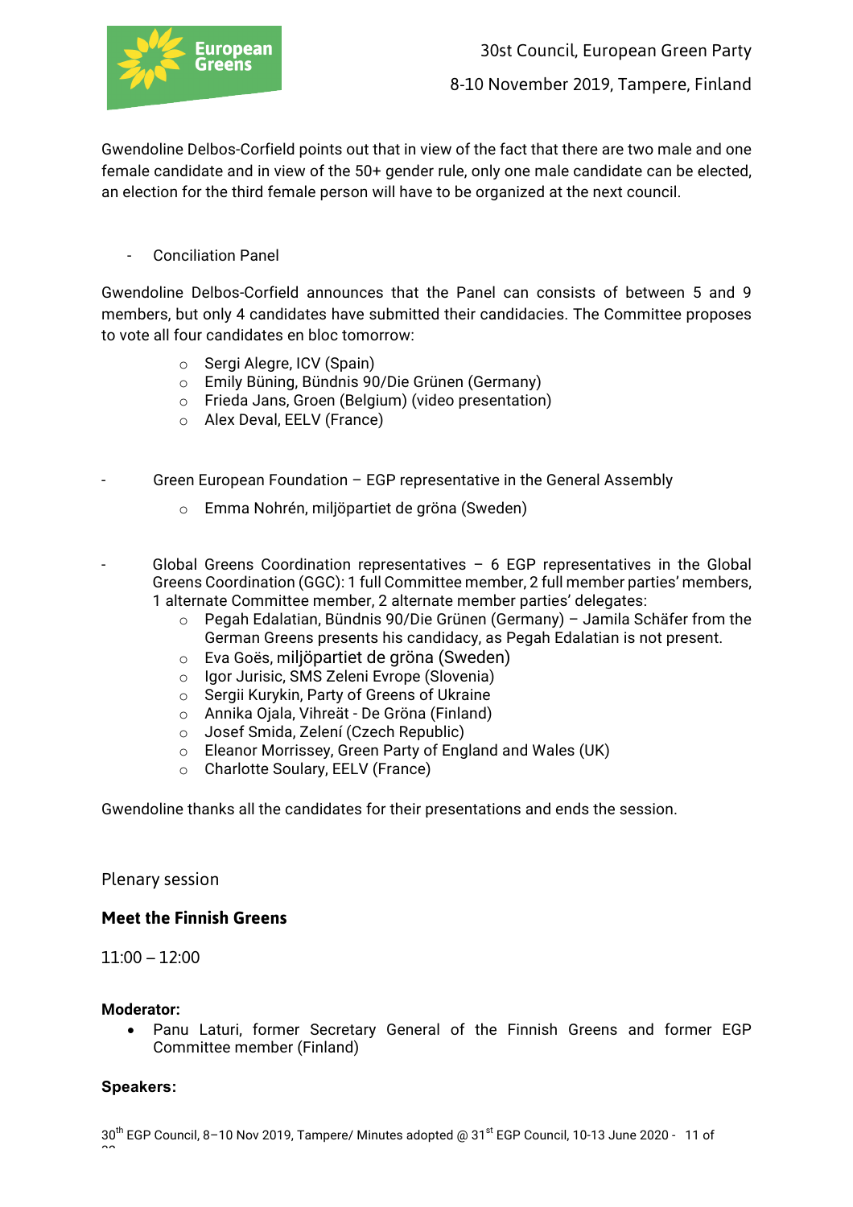Gwendoline Delbos-Corfield points out that in view of the fact that there are two male and one female candidate and in view of the 50+ gender rule, only one male candidate can be elected, an election for the third female person will have to be organized at the next council.

- Conciliation Panel

Gwendoline Delbos-Corfield announces that the Panel can consists of between 5 and 9 members, but only 4 candidates have submitted their candidacies. The Committee proposes to vote all four candidates en bloc tomorrow:

  - Sergi Alegre, ICV (Spain)
  - Emily Büning, Bündnis 90/Die Grünen (Germany)
  - Frieda Jans, Groen (Belgium) (video presentation)
  - Alex Deval, EELV (France)

- Green European Foundation – EGP representative in the General Assembly
  - Emma Nohrén, miljöpartiet de gröna (Sweden)

- Global Greens Coordination representatives – 6 EGP representatives in the Global Greens Coordination (GGC): 1 full Committee member, 2 full member parties' members, 1 alternate Committee member, 2 alternate member parties' delegates:
  - Pegah Edalatian, Bündnis 90/Die Grünen (Germany) – Jamila Schäfer from the German Greens presents his candidacy, as Pegah Edalatian is not present.
  - Eva Goës, miljöpartiet de gröna (Sweden)
  - Igor Jurisic, SMS Zeleni Evrope (Slovenia)
  - Sergii Kurykin, Party of Greens of Ukraine
  - Annika Ojala, Vihreät - De Gröna (Finland)
  - Josef Smida, Zelení (Czech Republic)
  - Eleanor Morrissey, Green Party of England and Wales (UK)
  - Charlotte Soulary, EELV (France)

Gwendoline thanks all the candidates for their presentations and ends the session.

Plenary session

**Meet the Finnish Greens**

11:00 – 12:00

**Moderator:**

- Panu Laturi, former Secretary General of the Finnish Greens and former EGP Committee member (Finland)

**Speakers:**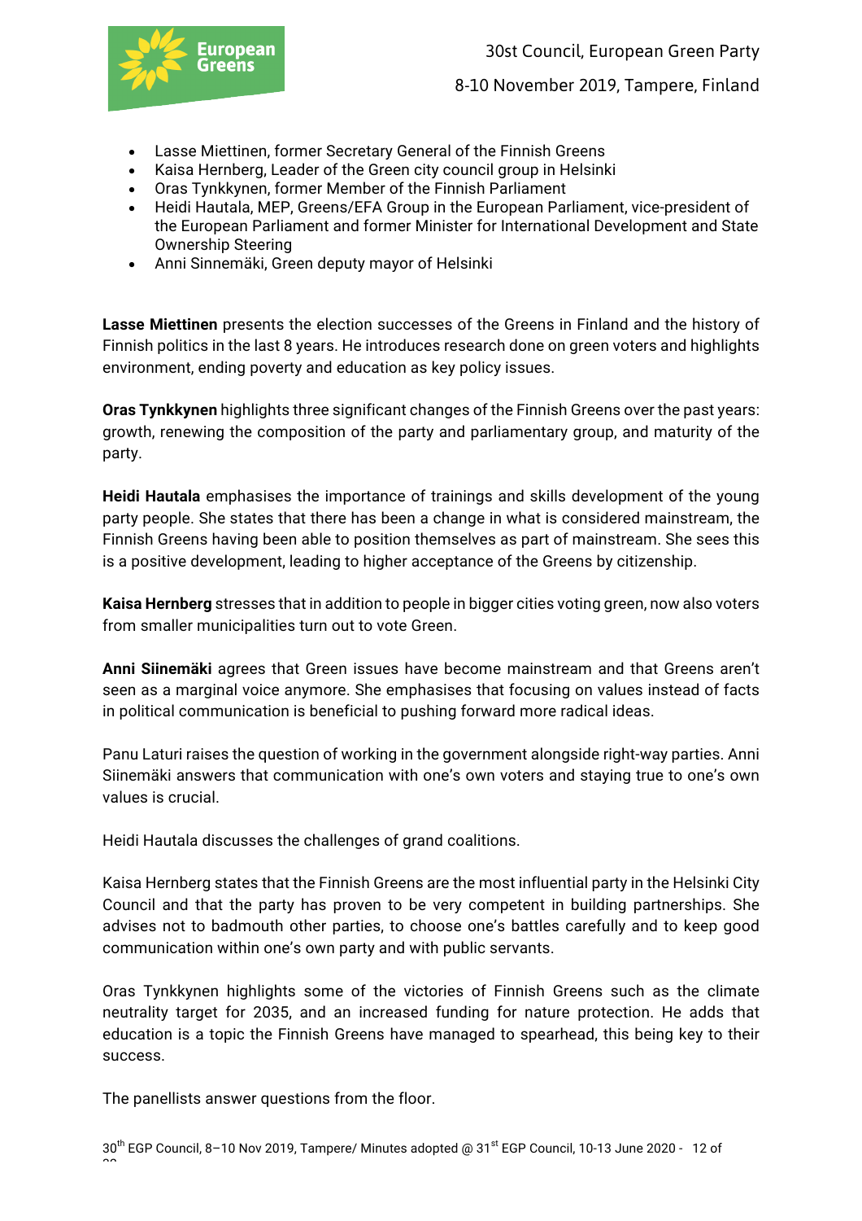- Lasse Miettinen, former Secretary General of the Finnish Greens
- Kaisa Hernberg, Leader of the Green city council group in Helsinki
- Oras Tynkkynen, former Member of the Finnish Parliament
- Heidi Hautala, MEP, Greens/EFA Group in the European Parliament, vice-president of the European Parliament and former Minister for International Development and State Ownership Steering
- Anni Sinnemäki, Green deputy mayor of Helsinki

**Lasse Miettinen** presents the election successes of the Greens in Finland and the history of Finnish politics in the last 8 years. He introduces research done on green voters and highlights environment, ending poverty and education as key policy issues.

**Oras Tynkkynen** highlights three significant changes of the Finnish Greens over the past years: growth, renewing the composition of the party and parliamentary group, and maturity of the party.

**Heidi Hautala** emphasises the importance of trainings and skills development of the young party people. She states that there has been a change in what is considered mainstream, the Finnish Greens having been able to position themselves as part of mainstream. She sees this is a positive development, leading to higher acceptance of the Greens by citizenship.

**Kaisa Hernberg** stresses that in addition to people in bigger cities voting green, now also voters from smaller municipalities turn out to vote Green.

**Anni Siinemäki** agrees that Green issues have become mainstream and that Greens aren't seen as a marginal voice anymore. She emphasises that focusing on values instead of facts in political communication is beneficial to pushing forward more radical ideas.

Panu Laturi raises the question of working in the government alongside right-way parties. Anni Siinemäki answers that communication with one's own voters and staying true to one's own values is crucial.

Heidi Hautala discusses the challenges of grand coalitions.

Kaisa Hernberg states that the Finnish Greens are the most influential party in the Helsinki City Council and that the party has proven to be very competent in building partnerships. She advises not to badmouth other parties, to choose one's battles carefully and to keep good communication within one's own party and with public servants.

Oras Tynkkynen highlights some of the victories of Finnish Greens such as the climate neutrality target for 2035, and an increased funding for nature protection. He adds that education is a topic the Finnish Greens have managed to spearhead, this being key to their success.

The panellists answer questions from the floor.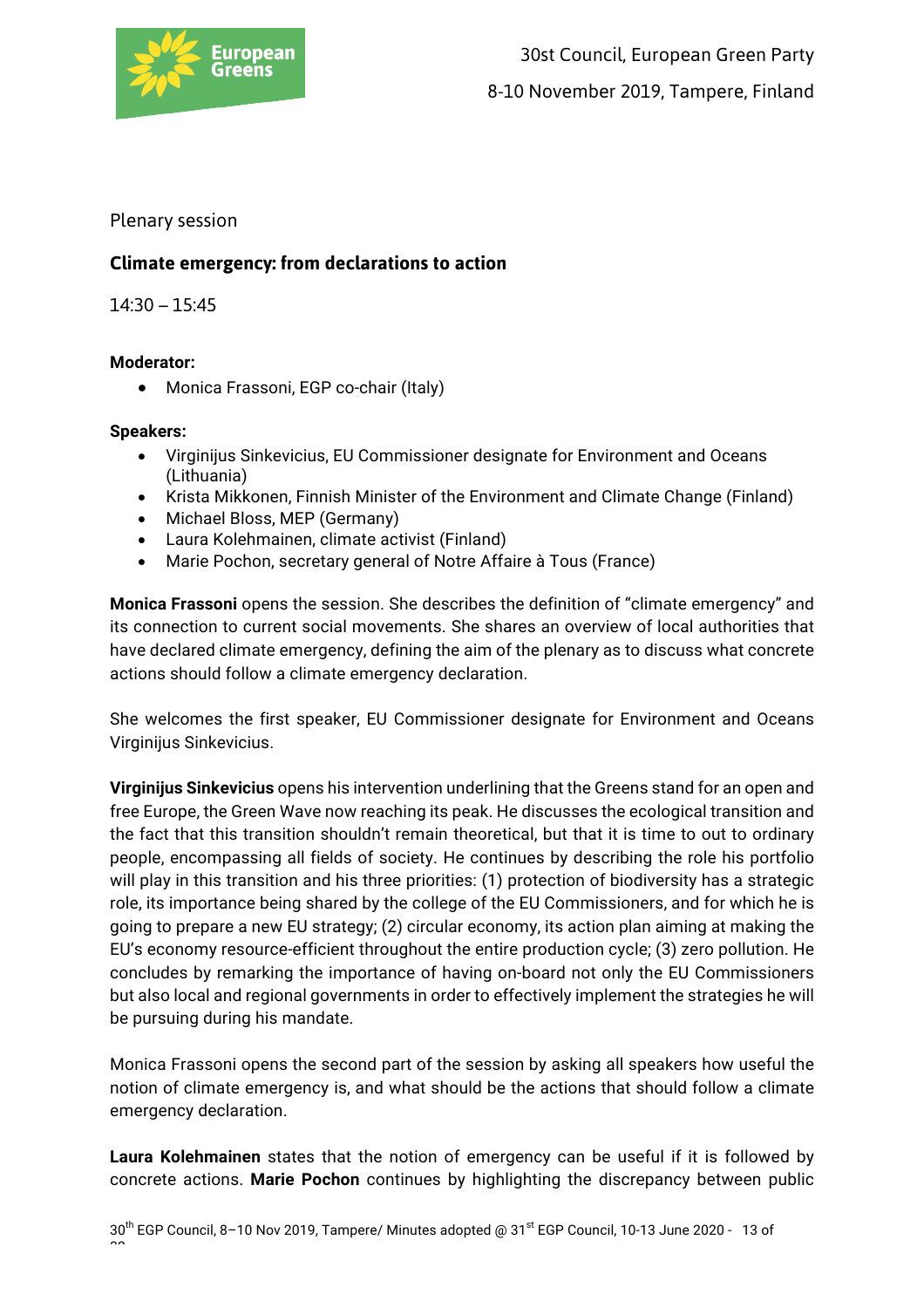Plenary session

## Climate emergency: from declarations to action

14:30 – 15:45

**Moderator:**

- Monica Frassoni, EGP co-chair (Italy)

**Speakers:**

- Virginijus Sinkevicius, EU Commissioner designate for Environment and Oceans (Lithuania)
- Krista Mikkonen, Finnish Minister of the Environment and Climate Change (Finland)
- Michael Bloss, MEP (Germany)
- Laura Kolehmainen, climate activist (Finland)
- Marie Pochon, secretary general of Notre Affaire à Tous (France)

**Monica Frassoni** opens the session. She describes the definition of "climate emergency" and its connection to current social movements. She shares an overview of local authorities that have declared climate emergency, defining the aim of the plenary as to discuss what concrete actions should follow a climate emergency declaration.

She welcomes the first speaker, EU Commissioner designate for Environment and Oceans Virginijus Sinkevicius.

**Virginijus Sinkevicius** opens his intervention underlining that the Greens stand for an open and free Europe, the Green Wave now reaching its peak. He discusses the ecological transition and the fact that this transition shouldn't remain theoretical, but that it is time to out to ordinary people, encompassing all fields of society. He continues by describing the role his portfolio will play in this transition and his three priorities: (1) protection of biodiversity has a strategic role, its importance being shared by the college of the EU Commissioners, and for which he is going to prepare a new EU strategy; (2) circular economy, its action plan aiming at making the EU's economy resource-efficient throughout the entire production cycle; (3) zero pollution. He concludes by remarking the importance of having on-board not only the EU Commissioners but also local and regional governments in order to effectively implement the strategies he will be pursuing during his mandate.

Monica Frassoni opens the second part of the session by asking all speakers how useful the notion of climate emergency is, and what should be the actions that should follow a climate emergency declaration.

**Laura Kolehmainen** states that the notion of emergency can be useful if it is followed by concrete actions. **Marie Pochon** continues by highlighting the discrepancy between public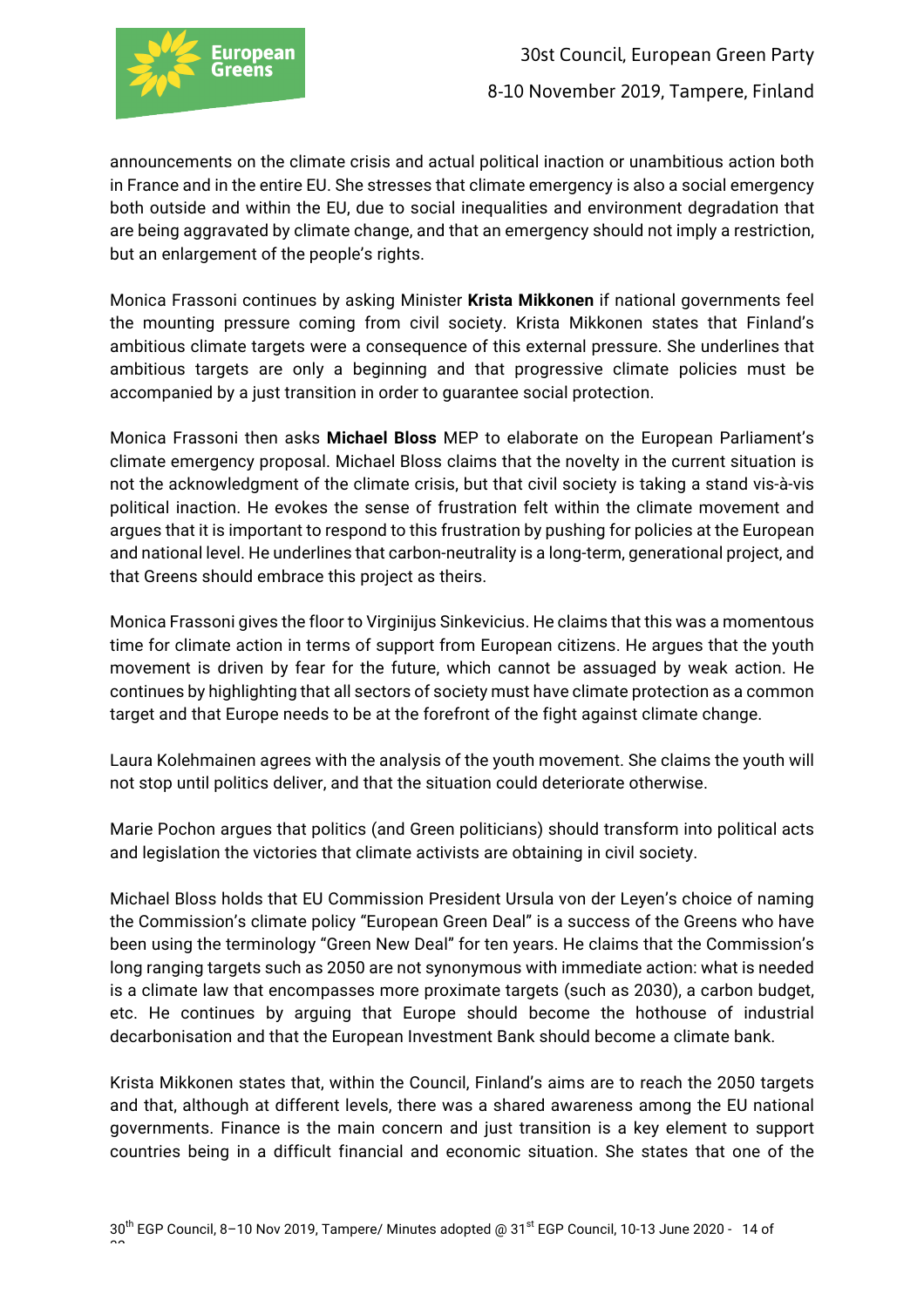announcements on the climate crisis and actual political inaction or unambitious action both in France and in the entire EU. She stresses that climate emergency is also a social emergency both outside and within the EU, due to social inequalities and environment degradation that are being aggravated by climate change, and that an emergency should not imply a restriction, but an enlargement of the people's rights.

Monica Frassoni continues by asking Minister **Krista Mikkonen** if national governments feel the mounting pressure coming from civil society. Krista Mikkonen states that Finland's ambitious climate targets were a consequence of this external pressure. She underlines that ambitious targets are only a beginning and that progressive climate policies must be accompanied by a just transition in order to guarantee social protection.

Monica Frassoni then asks **Michael Bloss** MEP to elaborate on the European Parliament's climate emergency proposal. Michael Bloss claims that the novelty in the current situation is not the acknowledgment of the climate crisis, but that civil society is taking a stand vis-à-vis political inaction. He evokes the sense of frustration felt within the climate movement and argues that it is important to respond to this frustration by pushing for policies at the European and national level. He underlines that carbon-neutrality is a long-term, generational project, and that Greens should embrace this project as theirs.

Monica Frassoni gives the floor to Virginijus Sinkevicius. He claims that this was a momentous time for climate action in terms of support from European citizens. He argues that the youth movement is driven by fear for the future, which cannot be assuaged by weak action. He continues by highlighting that all sectors of society must have climate protection as a common target and that Europe needs to be at the forefront of the fight against climate change.

Laura Kolehmainen agrees with the analysis of the youth movement. She claims the youth will not stop until politics deliver, and that the situation could deteriorate otherwise.

Marie Pochon argues that politics (and Green politicians) should transform into political acts and legislation the victories that climate activists are obtaining in civil society.

Michael Bloss holds that EU Commission President Ursula von der Leyen's choice of naming the Commission's climate policy "European Green Deal" is a success of the Greens who have been using the terminology "Green New Deal" for ten years. He claims that the Commission's long ranging targets such as 2050 are not synonymous with immediate action: what is needed is a climate law that encompasses more proximate targets (such as 2030), a carbon budget, etc. He continues by arguing that Europe should become the hothouse of industrial decarbonisation and that the European Investment Bank should become a climate bank.

Krista Mikkonen states that, within the Council, Finland's aims are to reach the 2050 targets and that, although at different levels, there was a shared awareness among the EU national governments. Finance is the main concern and just transition is a key element to support countries being in a difficult financial and economic situation. She states that one of the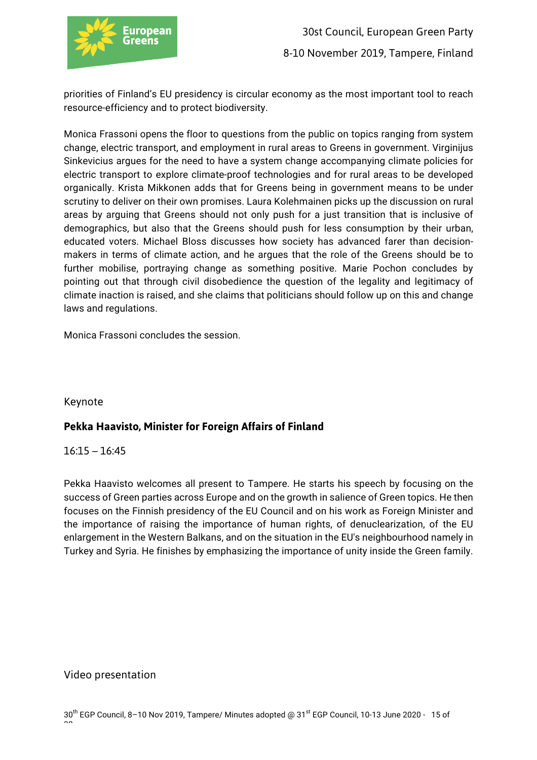priorities of Finland's EU presidency is circular economy as the most important tool to reach resource-efficiency and to protect biodiversity.

Monica Frassoni opens the floor to questions from the public on topics ranging from system change, electric transport, and employment in rural areas to Greens in government. Virginijus Sinkevicius argues for the need to have a system change accompanying climate policies for electric transport to explore climate-proof technologies and for rural areas to be developed organically. Krista Mikkonen adds that for Greens being in government means to be under scrutiny to deliver on their own promises. Laura Kolehmainen picks up the discussion on rural areas by arguing that Greens should not only push for a just transition that is inclusive of demographics, but also that the Greens should push for less consumption by their urban, educated voters. Michael Bloss discusses how society has advanced farer than decision-makers in terms of climate action, and he argues that the role of the Greens should be to further mobilise, portraying change as something positive. Marie Pochon concludes by pointing out that through civil disobedience the question of the legality and legitimacy of climate inaction is raised, and she claims that politicians should follow up on this and change laws and regulations.

Monica Frassoni concludes the session.

## Keynote

### Pekka Haavisto, Minister for Foreign Affairs of Finland

16:15 – 16:45

Pekka Haavisto welcomes all present to Tampere. He starts his speech by focusing on the success of Green parties across Europe and on the growth in salience of Green topics. He then focuses on the Finnish presidency of the EU Council and on his work as Foreign Minister and the importance of raising the importance of human rights, of denuclearization, of the EU enlargement in the Western Balkans, and on the situation in the EU's neighbourhood namely in Turkey and Syria. He finishes by emphasizing the importance of unity inside the Green family.

## Video presentation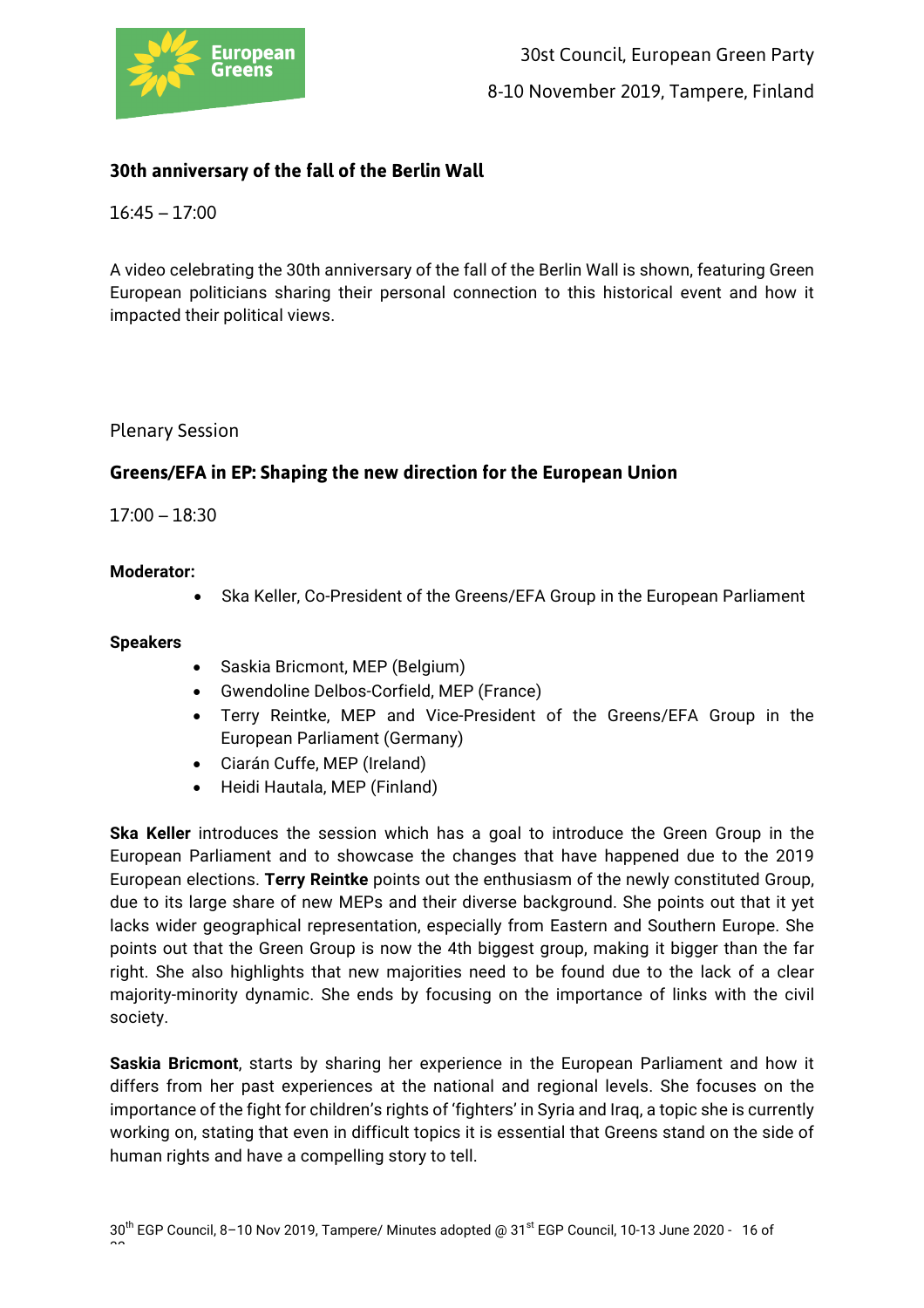## 30th anniversary of the fall of the Berlin Wall

16:45 – 17:00

A video celebrating the 30th anniversary of the fall of the Berlin Wall is shown, featuring Green European politicians sharing their personal connection to this historical event and how it impacted their political views.

Plenary Session

## Greens/EFA in EP: Shaping the new direction for the European Union

17:00 – 18:30

**Moderator:**

- Ska Keller, Co-President of the Greens/EFA Group in the European Parliament

**Speakers**

- Saskia Bricmont, MEP (Belgium)
- Gwendoline Delbos-Corfield, MEP (France)
- Terry Reintke, MEP and Vice-President of the Greens/EFA Group in the European Parliament (Germany)
- Ciarán Cuffe, MEP (Ireland)
- Heidi Hautala, MEP (Finland)

**Ska Keller** introduces the session which has a goal to introduce the Green Group in the European Parliament and to showcase the changes that have happened due to the 2019 European elections. **Terry Reintke** points out the enthusiasm of the newly constituted Group, due to its large share of new MEPs and their diverse background. She points out that it yet lacks wider geographical representation, especially from Eastern and Southern Europe. She points out that the Green Group is now the 4th biggest group, making it bigger than the far right. She also highlights that new majorities need to be found due to the lack of a clear majority-minority dynamic. She ends by focusing on the importance of links with the civil society.

**Saskia Bricmont**, starts by sharing her experience in the European Parliament and how it differs from her past experiences at the national and regional levels. She focuses on the importance of the fight for children's rights of 'fighters' in Syria and Iraq, a topic she is currently working on, stating that even in difficult topics it is essential that Greens stand on the side of human rights and have a compelling story to tell.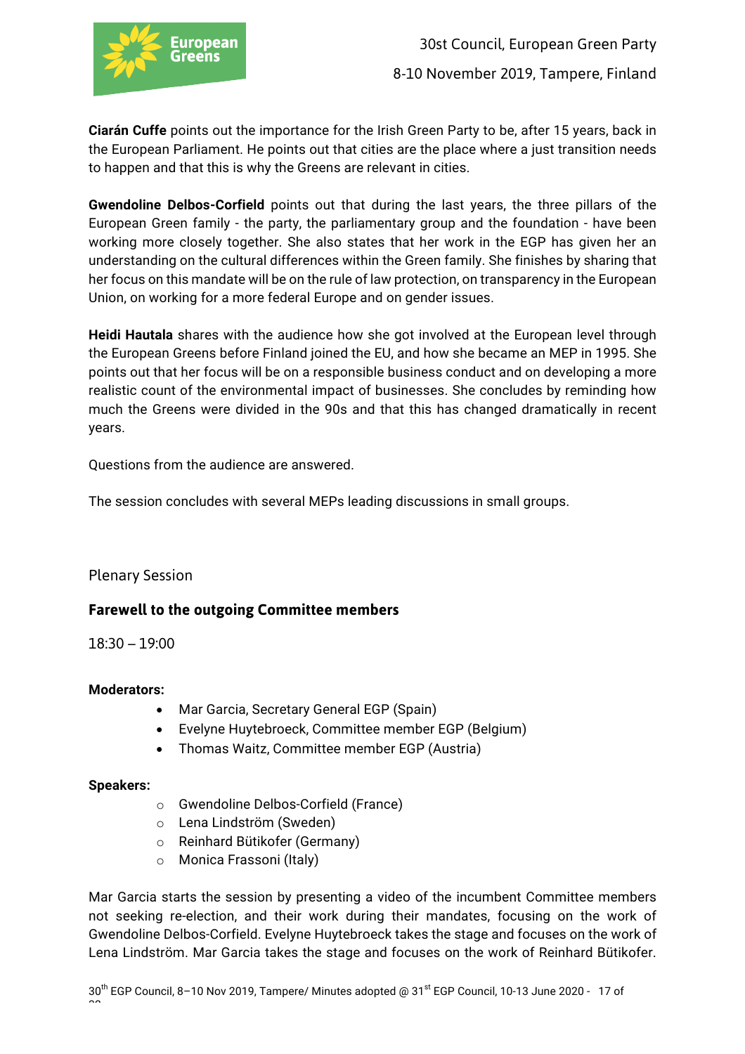**Ciarán Cuffe** points out the importance for the Irish Green Party to be, after 15 years, back in the European Parliament. He points out that cities are the place where a just transition needs to happen and that this is why the Greens are relevant in cities.

**Gwendoline Delbos-Corfield** points out that during the last years, the three pillars of the European Green family - the party, the parliamentary group and the foundation - have been working more closely together. She also states that her work in the EGP has given her an understanding on the cultural differences within the Green family. She finishes by sharing that her focus on this mandate will be on the rule of law protection, on transparency in the European Union, on working for a more federal Europe and on gender issues.

**Heidi Hautala** shares with the audience how she got involved at the European level through the European Greens before Finland joined the EU, and how she became an MEP in 1995. She points out that her focus will be on a responsible business conduct and on developing a more realistic count of the environmental impact of businesses. She concludes by reminding how much the Greens were divided in the 90s and that this has changed dramatically in recent years.

Questions from the audience are answered.

The session concludes with several MEPs leading discussions in small groups.

Plenary Session

## Farewell to the outgoing Committee members

18:30 – 19:00

**Moderators:**

- Mar Garcia, Secretary General EGP (Spain)
- Evelyne Huytebroeck, Committee member EGP (Belgium)
- Thomas Waitz, Committee member EGP (Austria)

**Speakers:**

- Gwendoline Delbos-Corfield (France)
- Lena Lindström (Sweden)
- Reinhard Bütikofer (Germany)
- Monica Frassoni (Italy)

Mar Garcia starts the session by presenting a video of the incumbent Committee members not seeking re-election, and their work during their mandates, focusing on the work of Gwendoline Delbos-Corfield. Evelyne Huytebroeck takes the stage and focuses on the work of Lena Lindström. Mar Garcia takes the stage and focuses on the work of Reinhard Bütikofer.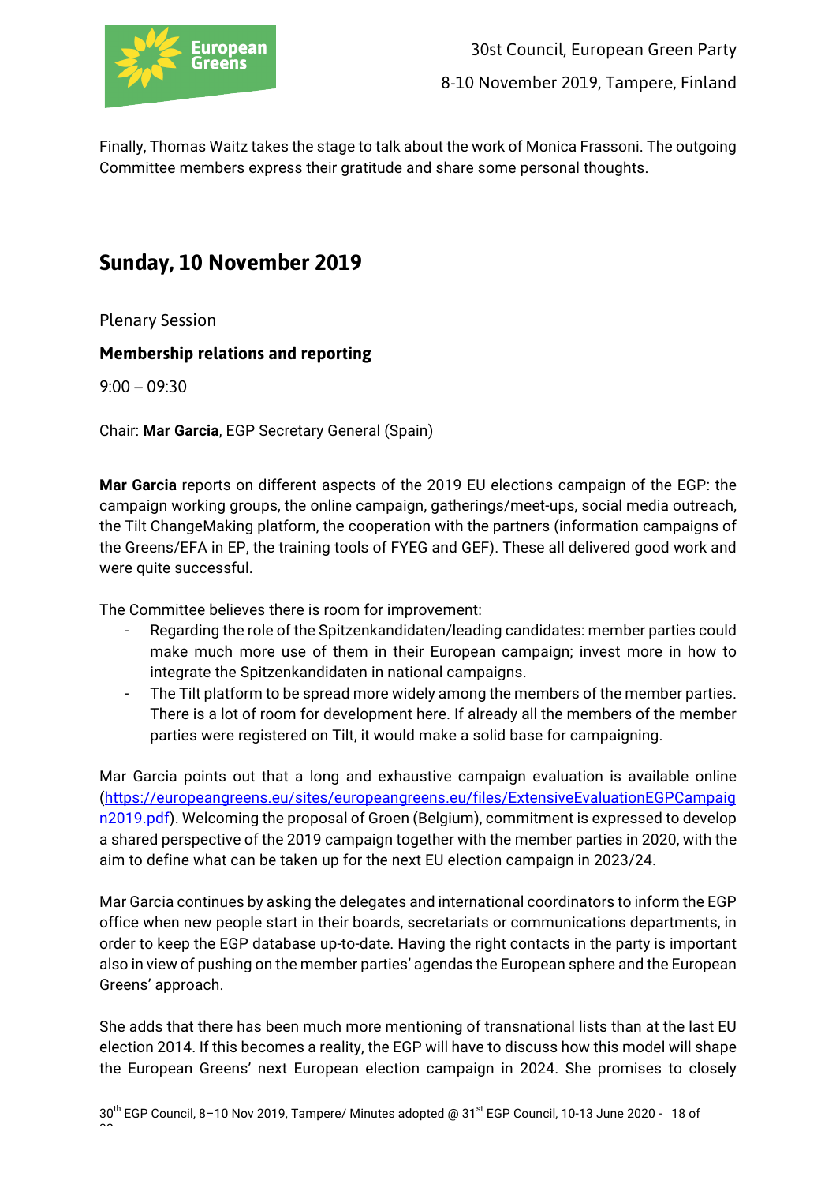Finally, Thomas Waitz takes the stage to talk about the work of Monica Frassoni. The outgoing Committee members express their gratitude and share some personal thoughts.

## Sunday, 10 November 2019

Plenary Session

### Membership relations and reporting

9:00 – 09:30

Chair: **Mar Garcia**, EGP Secretary General (Spain)

**Mar Garcia** reports on different aspects of the 2019 EU elections campaign of the EGP: the campaign working groups, the online campaign, gatherings/meet-ups, social media outreach, the Tilt ChangeMaking platform, the cooperation with the partners (information campaigns of the Greens/EFA in EP, the training tools of FYEG and GEF). These all delivered good work and were quite successful.

The Committee believes there is room for improvement:

- Regarding the role of the Spitzenkandidaten/leading candidates: member parties could make much more use of them in their European campaign; invest more in how to integrate the Spitzenkandidaten in national campaigns.
- The Tilt platform to be spread more widely among the members of the member parties. There is a lot of room for development here. If already all the members of the member parties were registered on Tilt, it would make a solid base for campaigning.

Mar Garcia points out that a long and exhaustive campaign evaluation is available online (https://europeangreens.eu/sites/europeangreens.eu/files/ExtensiveEvaluationEGPCampaign2019.pdf). Welcoming the proposal of Groen (Belgium), commitment is expressed to develop a shared perspective of the 2019 campaign together with the member parties in 2020, with the aim to define what can be taken up for the next EU election campaign in 2023/24.

Mar Garcia continues by asking the delegates and international coordinators to inform the EGP office when new people start in their boards, secretariats or communications departments, in order to keep the EGP database up-to-date. Having the right contacts in the party is important also in view of pushing on the member parties' agendas the European sphere and the European Greens' approach.

She adds that there has been much more mentioning of transnational lists than at the last EU election 2014. If this becomes a reality, the EGP will have to discuss how this model will shape the European Greens' next European election campaign in 2024. She promises to closely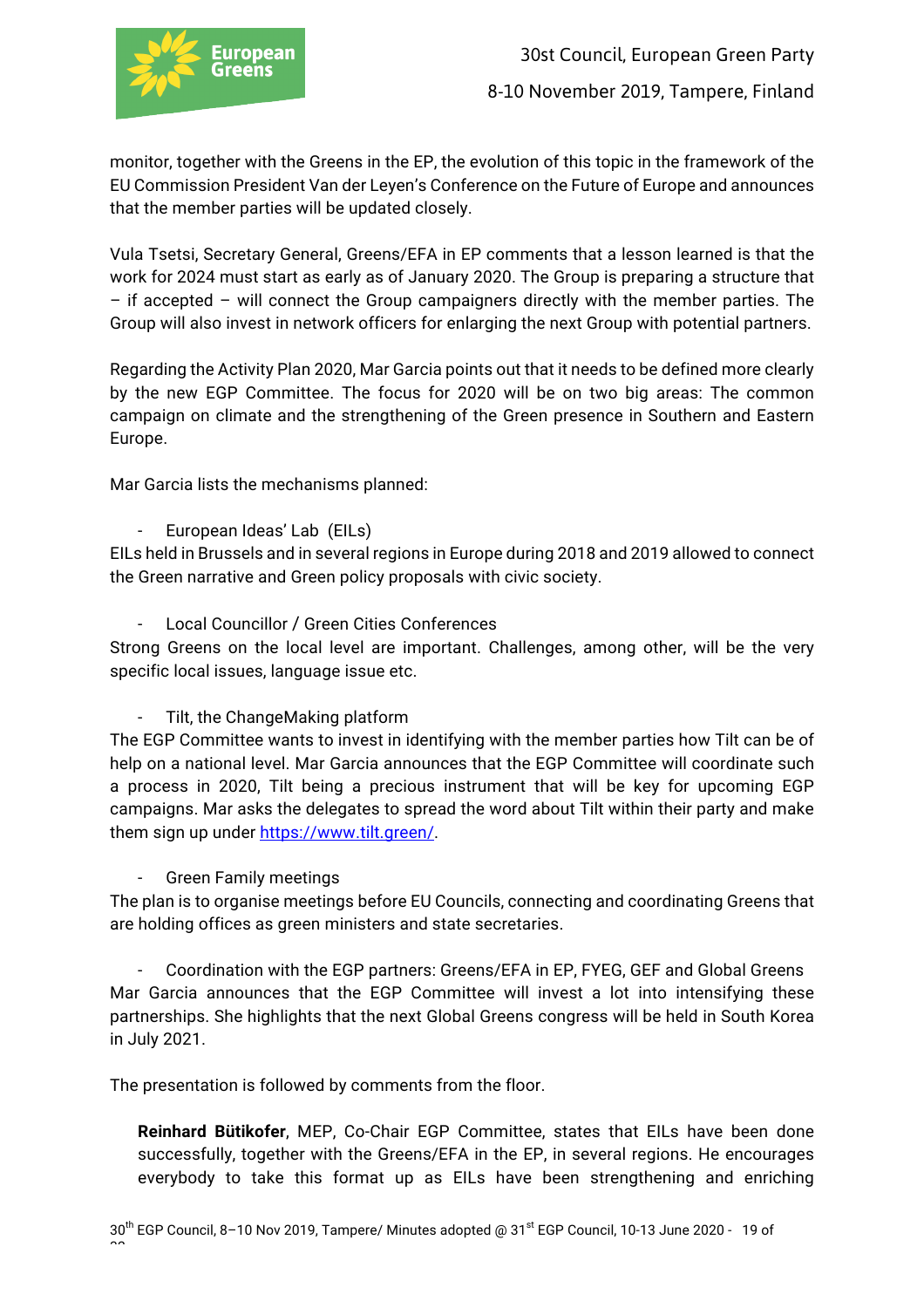monitor, together with the Greens in the EP, the evolution of this topic in the framework of the EU Commission President Van der Leyen's Conference on the Future of Europe and announces that the member parties will be updated closely.

Vula Tsetsi, Secretary General, Greens/EFA in EP comments that a lesson learned is that the work for 2024 must start as early as of January 2020. The Group is preparing a structure that – if accepted – will connect the Group campaigners directly with the member parties. The Group will also invest in network officers for enlarging the next Group with potential partners.

Regarding the Activity Plan 2020, Mar Garcia points out that it needs to be defined more clearly by the new EGP Committee. The focus for 2020 will be on two big areas: The common campaign on climate and the strengthening of the Green presence in Southern and Eastern Europe.

Mar Garcia lists the mechanisms planned:

- European Ideas' Lab (EILs)

EILs held in Brussels and in several regions in Europe during 2018 and 2019 allowed to connect the Green narrative and Green policy proposals with civic society.

- Local Councillor / Green Cities Conferences

Strong Greens on the local level are important. Challenges, among other, will be the very specific local issues, language issue etc.

- Tilt, the ChangeMaking platform

The EGP Committee wants to invest in identifying with the member parties how Tilt can be of help on a national level. Mar Garcia announces that the EGP Committee will coordinate such a process in 2020, Tilt being a precious instrument that will be key for upcoming EGP campaigns. Mar asks the delegates to spread the word about Tilt within their party and make them sign up under https://www.tilt.green/.

- Green Family meetings

The plan is to organise meetings before EU Councils, connecting and coordinating Greens that are holding offices as green ministers and state secretaries.

- Coordination with the EGP partners: Greens/EFA in EP, FYEG, GEF and Global Greens

Mar Garcia announces that the EGP Committee will invest a lot into intensifying these partnerships. She highlights that the next Global Greens congress will be held in South Korea in July 2021.

The presentation is followed by comments from the floor.

> **Reinhard Bütikofer**, MEP, Co-Chair EGP Committee, states that EILs have been done successfully, together with the Greens/EFA in the EP, in several regions. He encourages everybody to take this format up as EILs have been strengthening and enriching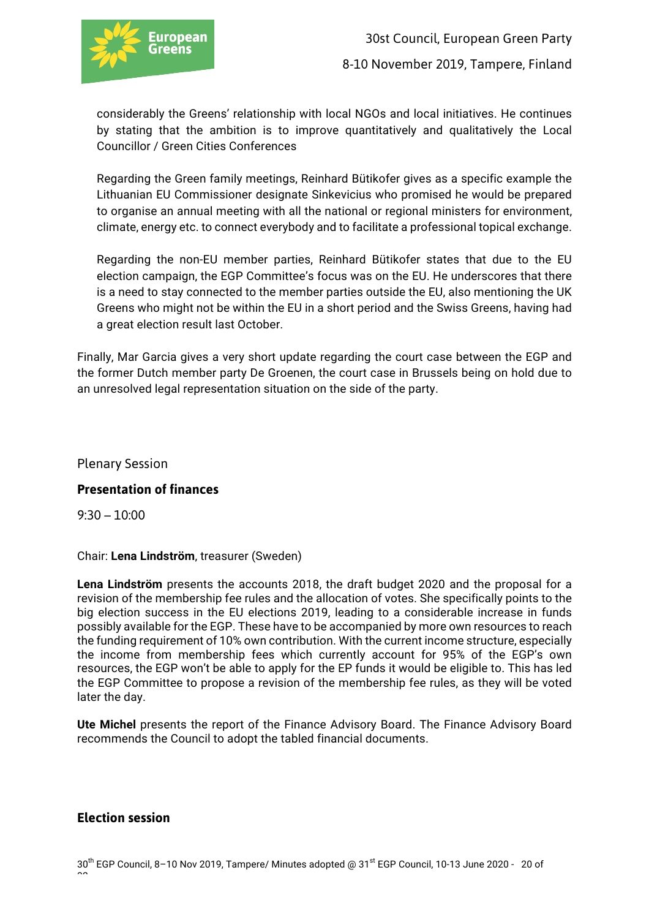considerably the Greens' relationship with local NGOs and local initiatives. He continues by stating that the ambition is to improve quantitatively and qualitatively the Local Councillor / Green Cities Conferences

Regarding the Green family meetings, Reinhard Bütikofer gives as a specific example the Lithuanian EU Commissioner designate Sinkevicius who promised he would be prepared to organise an annual meeting with all the national or regional ministers for environment, climate, energy etc. to connect everybody and to facilitate a professional topical exchange.

Regarding the non-EU member parties, Reinhard Bütikofer states that due to the EU election campaign, the EGP Committee's focus was on the EU. He underscores that there is a need to stay connected to the member parties outside the EU, also mentioning the UK Greens who might not be within the EU in a short period and the Swiss Greens, having had a great election result last October.

Finally, Mar Garcia gives a very short update regarding the court case between the EGP and the former Dutch member party De Groenen, the court case in Brussels being on hold due to an unresolved legal representation situation on the side of the party.

Plenary Session

## Presentation of finances

9:30 – 10:00

Chair: **Lena Lindström**, treasurer (Sweden)

**Lena Lindström** presents the accounts 2018, the draft budget 2020 and the proposal for a revision of the membership fee rules and the allocation of votes. She specifically points to the big election success in the EU elections 2019, leading to a considerable increase in funds possibly available for the EGP. These have to be accompanied by more own resources to reach the funding requirement of 10% own contribution. With the current income structure, especially the income from membership fees which currently account for 95% of the EGP's own resources, the EGP won't be able to apply for the EP funds it would be eligible to. This has led the EGP Committee to propose a revision of the membership fee rules, as they will be voted later the day.

**Ute Michel** presents the report of the Finance Advisory Board. The Finance Advisory Board recommends the Council to adopt the tabled financial documents.

## Election session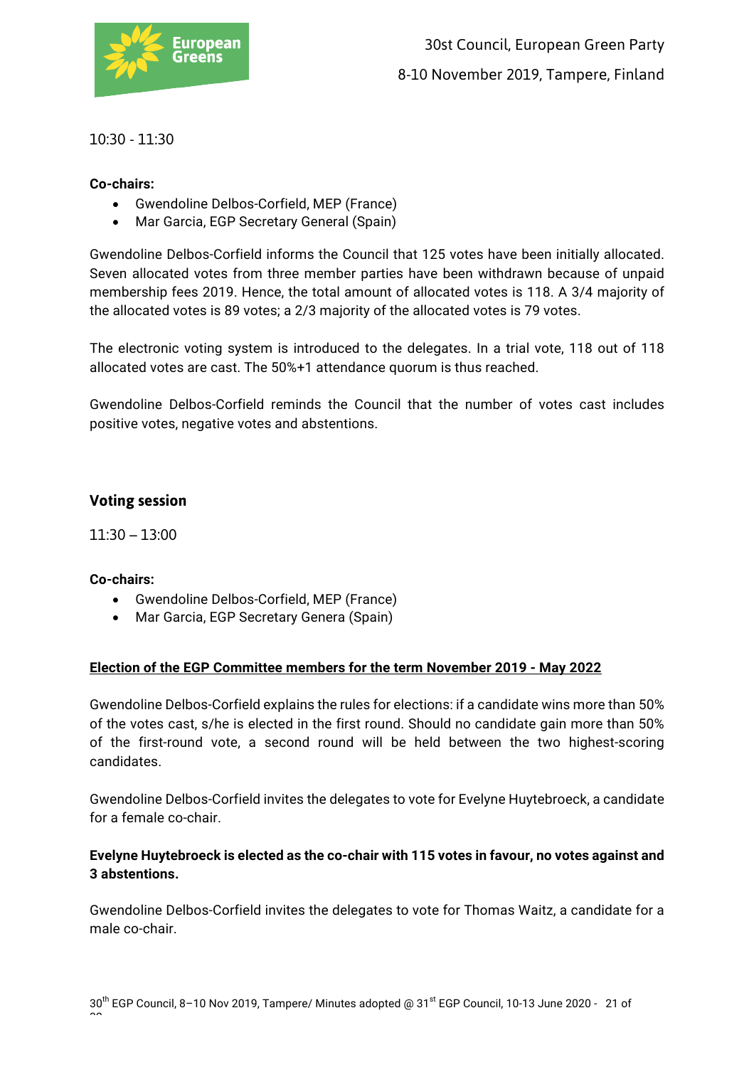10:30 - 11:30

**Co-chairs:**

- Gwendoline Delbos-Corfield, MEP (France)
- Mar Garcia, EGP Secretary General (Spain)

Gwendoline Delbos-Corfield informs the Council that 125 votes have been initially allocated. Seven allocated votes from three member parties have been withdrawn because of unpaid membership fees 2019. Hence, the total amount of allocated votes is 118. A 3/4 majority of the allocated votes is 89 votes; a 2/3 majority of the allocated votes is 79 votes.

The electronic voting system is introduced to the delegates. In a trial vote, 118 out of 118 allocated votes are cast. The 50%+1 attendance quorum is thus reached.

Gwendoline Delbos-Corfield reminds the Council that the number of votes cast includes positive votes, negative votes and abstentions.

## Voting session

11:30 – 13:00

**Co-chairs:**

- Gwendoline Delbos-Corfield, MEP (France)
- Mar Garcia, EGP Secretary Genera (Spain)

**Election of the EGP Committee members for the term November 2019 - May 2022**

Gwendoline Delbos-Corfield explains the rules for elections: if a candidate wins more than 50% of the votes cast, s/he is elected in the first round. Should no candidate gain more than 50% of the first-round vote, a second round will be held between the two highest-scoring candidates.

Gwendoline Delbos-Corfield invites the delegates to vote for Evelyne Huytebroeck, a candidate for a female co-chair.

**Evelyne Huytebroeck is elected as the co-chair with 115 votes in favour, no votes against and 3 abstentions.**

Gwendoline Delbos-Corfield invites the delegates to vote for Thomas Waitz, a candidate for a male co-chair.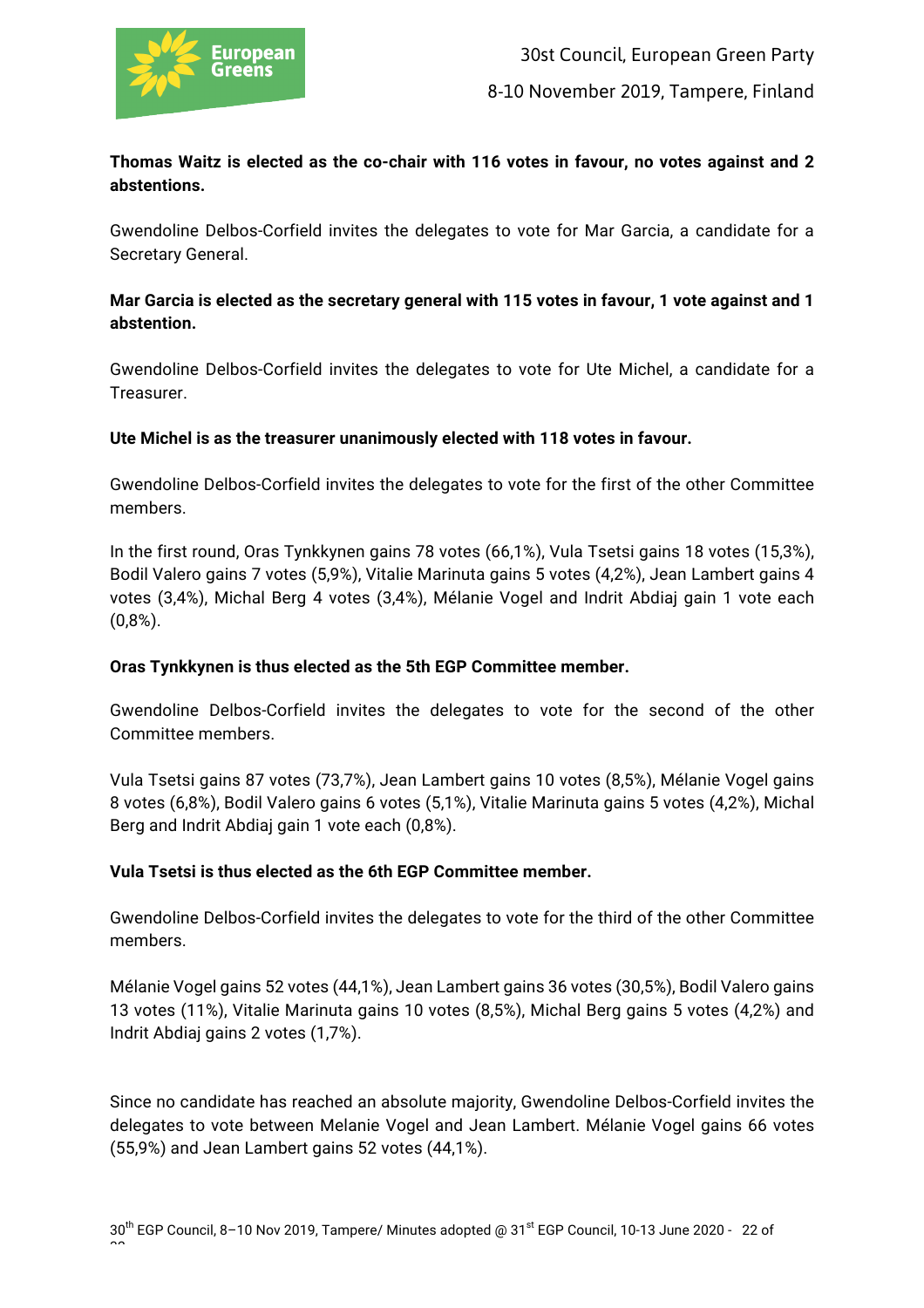**Thomas Waitz is elected as the co-chair with 116 votes in favour, no votes against and 2 abstentions.**

Gwendoline Delbos-Corfield invites the delegates to vote for Mar Garcia, a candidate for a Secretary General.

**Mar Garcia is elected as the secretary general with 115 votes in favour, 1 vote against and 1 abstention.**

Gwendoline Delbos-Corfield invites the delegates to vote for Ute Michel, a candidate for a Treasurer.

**Ute Michel is as the treasurer unanimously elected with 118 votes in favour.**

Gwendoline Delbos-Corfield invites the delegates to vote for the first of the other Committee members.

In the first round, Oras Tynkkynen gains 78 votes (66,1%), Vula Tsetsi gains 18 votes (15,3%), Bodil Valero gains 7 votes (5,9%), Vitalie Marinuta gains 5 votes (4,2%), Jean Lambert gains 4 votes (3,4%), Michal Berg 4 votes (3,4%), Mélanie Vogel and Indrit Abdiaj gain 1 vote each (0,8%).

**Oras Tynkkynen is thus elected as the 5th EGP Committee member.**

Gwendoline Delbos-Corfield invites the delegates to vote for the second of the other Committee members.

Vula Tsetsi gains 87 votes (73,7%), Jean Lambert gains 10 votes (8,5%), Mélanie Vogel gains 8 votes (6,8%), Bodil Valero gains 6 votes (5,1%), Vitalie Marinuta gains 5 votes (4,2%), Michal Berg and Indrit Abdiaj gain 1 vote each (0,8%).

**Vula Tsetsi is thus elected as the 6th EGP Committee member.**

Gwendoline Delbos-Corfield invites the delegates to vote for the third of the other Committee members.

Mélanie Vogel gains 52 votes (44,1%), Jean Lambert gains 36 votes (30,5%), Bodil Valero gains 13 votes (11%), Vitalie Marinuta gains 10 votes (8,5%), Michal Berg gains 5 votes (4,2%) and Indrit Abdiaj gains 2 votes (1,7%).

Since no candidate has reached an absolute majority, Gwendoline Delbos-Corfield invites the delegates to vote between Melanie Vogel and Jean Lambert. Mélanie Vogel gains 66 votes (55,9%) and Jean Lambert gains 52 votes (44,1%).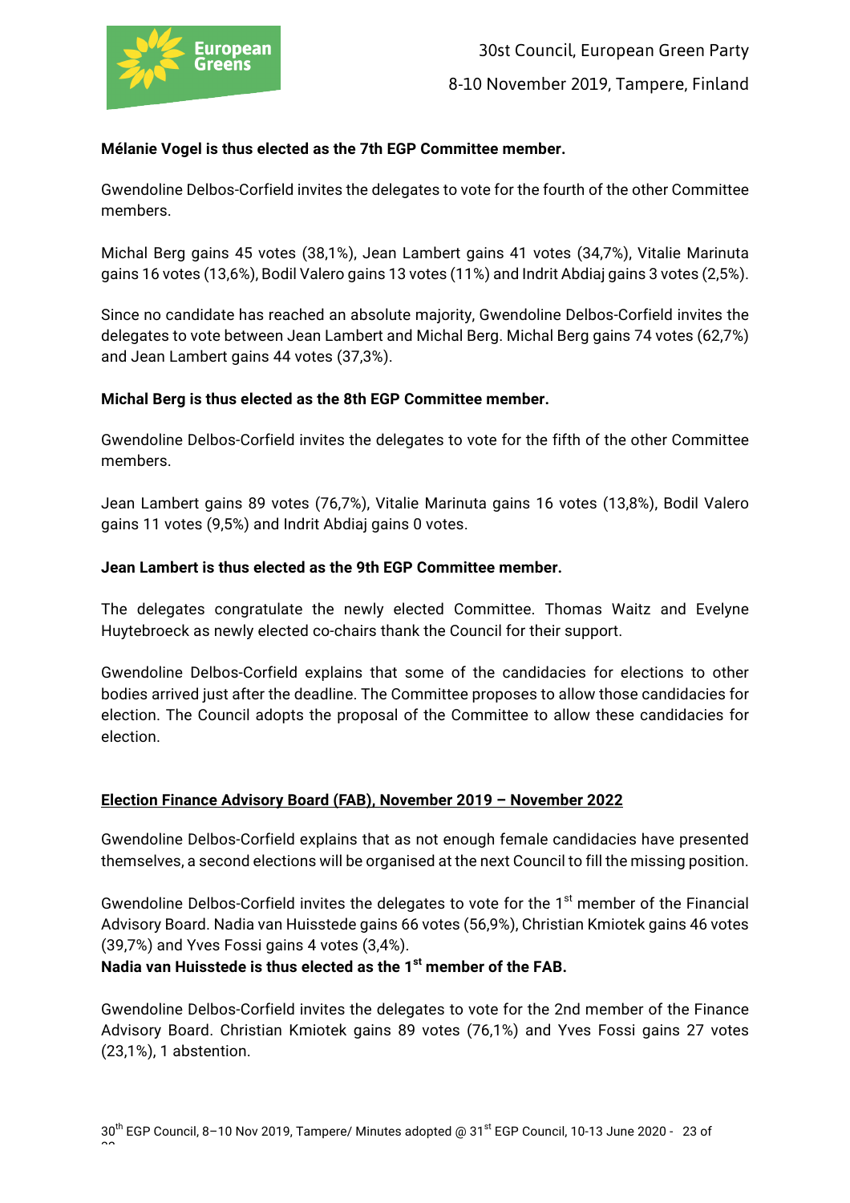**Mélanie Vogel is thus elected as the 7th EGP Committee member.**

Gwendoline Delbos-Corfield invites the delegates to vote for the fourth of the other Committee members.

Michal Berg gains 45 votes (38,1%), Jean Lambert gains 41 votes (34,7%), Vitalie Marinuta gains 16 votes (13,6%), Bodil Valero gains 13 votes (11%) and Indrit Abdiaj gains 3 votes (2,5%).

Since no candidate has reached an absolute majority, Gwendoline Delbos-Corfield invites the delegates to vote between Jean Lambert and Michal Berg. Michal Berg gains 74 votes (62,7%) and Jean Lambert gains 44 votes (37,3%).

**Michal Berg is thus elected as the 8th EGP Committee member.**

Gwendoline Delbos-Corfield invites the delegates to vote for the fifth of the other Committee members.

Jean Lambert gains 89 votes (76,7%), Vitalie Marinuta gains 16 votes (13,8%), Bodil Valero gains 11 votes (9,5%) and Indrit Abdiaj gains 0 votes.

**Jean Lambert is thus elected as the 9th EGP Committee member.**

The delegates congratulate the newly elected Committee. Thomas Waitz and Evelyne Huytebroeck as newly elected co-chairs thank the Council for their support.

Gwendoline Delbos-Corfield explains that some of the candidacies for elections to other bodies arrived just after the deadline. The Committee proposes to allow those candidacies for election. The Council adopts the proposal of the Committee to allow these candidacies for election.

## Election Finance Advisory Board (FAB), November 2019 – November 2022

Gwendoline Delbos-Corfield explains that as not enough female candidacies have presented themselves, a second elections will be organised at the next Council to fill the missing position.

Gwendoline Delbos-Corfield invites the delegates to vote for the 1st member of the Financial Advisory Board. Nadia van Huisstede gains 66 votes (56,9%), Christian Kmiotek gains 46 votes (39,7%) and Yves Fossi gains 4 votes (3,4%).
**Nadia van Huisstede is thus elected as the 1st member of the FAB.**

Gwendoline Delbos-Corfield invites the delegates to vote for the 2nd member of the Finance Advisory Board. Christian Kmiotek gains 89 votes (76,1%) and Yves Fossi gains 27 votes (23,1%), 1 abstention.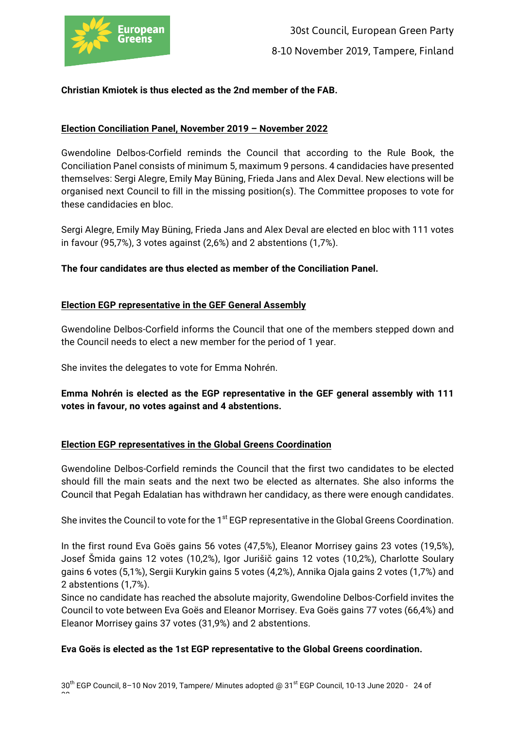**Christian Kmiotek is thus elected as the 2nd member of the FAB.**

**Election Conciliation Panel, November 2019 – November 2022**

Gwendoline Delbos-Corfield reminds the Council that according to the Rule Book, the Conciliation Panel consists of minimum 5, maximum 9 persons. 4 candidacies have presented themselves: Sergi Alegre, Emily May Büning, Frieda Jans and Alex Deval. New elections will be organised next Council to fill in the missing position(s). The Committee proposes to vote for these candidacies en bloc.

Sergi Alegre, Emily May Büning, Frieda Jans and Alex Deval are elected en bloc with 111 votes in favour (95,7%), 3 votes against (2,6%) and 2 abstentions (1,7%).

**The four candidates are thus elected as member of the Conciliation Panel.**

**Election EGP representative in the GEF General Assembly**

Gwendoline Delbos-Corfield informs the Council that one of the members stepped down and the Council needs to elect a new member for the period of 1 year.

She invites the delegates to vote for Emma Nohrén.

**Emma Nohrén is elected as the EGP representative in the GEF general assembly with 111 votes in favour, no votes against and 4 abstentions.**

**Election EGP representatives in the Global Greens Coordination**

Gwendoline Delbos-Corfield reminds the Council that the first two candidates to be elected should fill the main seats and the next two be elected as alternates. She also informs the Council that Pegah Edalatian has withdrawn her candidacy, as there were enough candidates.

She invites the Council to vote for the 1st EGP representative in the Global Greens Coordination.

In the first round Eva Goës gains 56 votes (47,5%), Eleanor Morrisey gains 23 votes (19,5%), Josef Šmida gains 12 votes (10,2%), Igor Jurišič gains 12 votes (10,2%), Charlotte Soulary gains 6 votes (5,1%), Sergii Kurykin gains 5 votes (4,2%), Annika Ojala gains 2 votes (1,7%) and 2 abstentions (1,7%).
Since no candidate has reached the absolute majority, Gwendoline Delbos-Corfield invites the Council to vote between Eva Goës and Eleanor Morrisey. Eva Goës gains 77 votes (66,4%) and Eleanor Morrisey gains 37 votes (31,9%) and 2 abstentions.

**Eva Goës is elected as the 1st EGP representative to the Global Greens coordination.**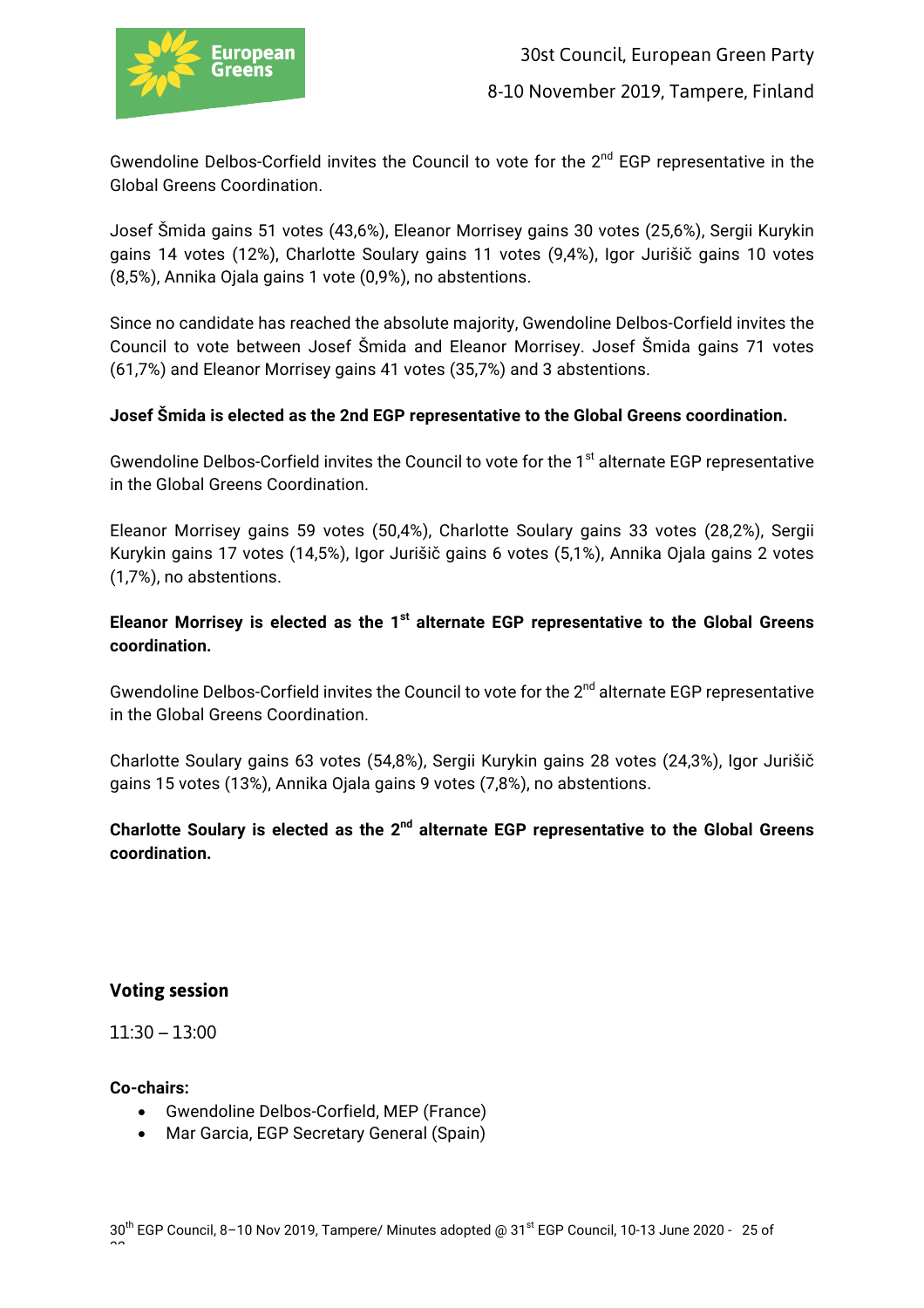Gwendoline Delbos-Corfield invites the Council to vote for the 2nd EGP representative in the Global Greens Coordination.

Josef Šmida gains 51 votes (43,6%), Eleanor Morrisey gains 30 votes (25,6%), Sergii Kurykin gains 14 votes (12%), Charlotte Soulary gains 11 votes (9,4%), Igor Jurišič gains 10 votes (8,5%), Annika Ojala gains 1 vote (0,9%), no abstentions.

Since no candidate has reached the absolute majority, Gwendoline Delbos-Corfield invites the Council to vote between Josef Šmida and Eleanor Morrisey. Josef Šmida gains 71 votes (61,7%) and Eleanor Morrisey gains 41 votes (35,7%) and 3 abstentions.

**Josef Šmida is elected as the 2nd EGP representative to the Global Greens coordination.**

Gwendoline Delbos-Corfield invites the Council to vote for the 1st alternate EGP representative in the Global Greens Coordination.

Eleanor Morrisey gains 59 votes (50,4%), Charlotte Soulary gains 33 votes (28,2%), Sergii Kurykin gains 17 votes (14,5%), Igor Jurišič gains 6 votes (5,1%), Annika Ojala gains 2 votes (1,7%), no abstentions.

**Eleanor Morrisey is elected as the 1st alternate EGP representative to the Global Greens coordination.**

Gwendoline Delbos-Corfield invites the Council to vote for the 2nd alternate EGP representative in the Global Greens Coordination.

Charlotte Soulary gains 63 votes (54,8%), Sergii Kurykin gains 28 votes (24,3%), Igor Jurišič gains 15 votes (13%), Annika Ojala gains 9 votes (7,8%), no abstentions.

**Charlotte Soulary is elected as the 2nd alternate EGP representative to the Global Greens coordination.**

## Voting session

11:30 – 13:00

**Co-chairs:**

- Gwendoline Delbos-Corfield, MEP (France)
- Mar Garcia, EGP Secretary General (Spain)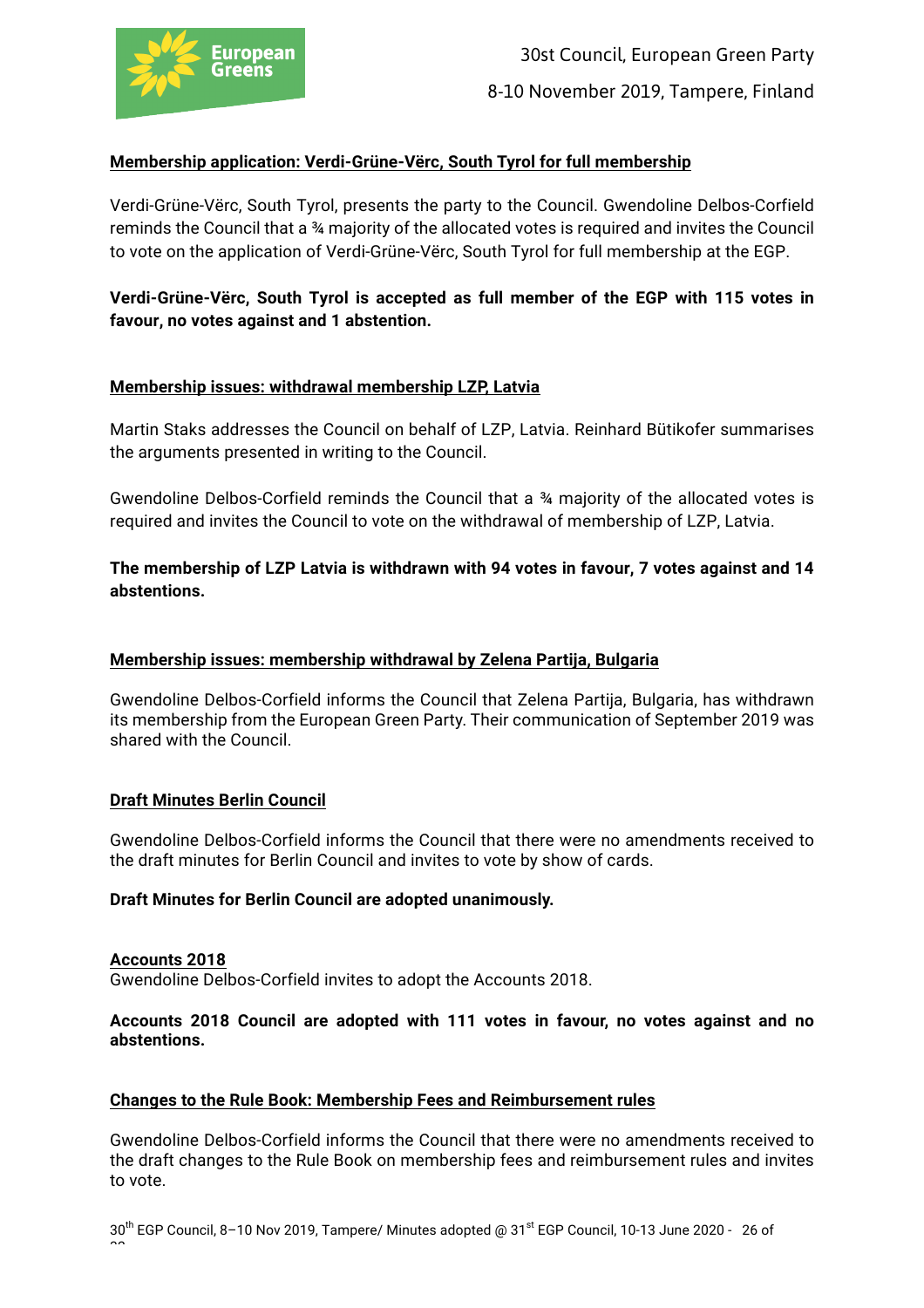## Membership application: Verdi-Grüne-Vërc, South Tyrol for full membership

Verdi-Grüne-Vërc, South Tyrol, presents the party to the Council. Gwendoline Delbos-Corfield reminds the Council that a ¾ majority of the allocated votes is required and invites the Council to vote on the application of Verdi-Grüne-Vërc, South Tyrol for full membership at the EGP.

**Verdi-Grüne-Vërc, South Tyrol is accepted as full member of the EGP with 115 votes in favour, no votes against and 1 abstention.**

## Membership issues: withdrawal membership LZP, Latvia

Martin Staks addresses the Council on behalf of LZP, Latvia. Reinhard Bütikofer summarises the arguments presented in writing to the Council.

Gwendoline Delbos-Corfield reminds the Council that a ¾ majority of the allocated votes is required and invites the Council to vote on the withdrawal of membership of LZP, Latvia.

**The membership of LZP Latvia is withdrawn with 94 votes in favour, 7 votes against and 14 abstentions.**

## Membership issues: membership withdrawal by Zelena Partija, Bulgaria

Gwendoline Delbos-Corfield informs the Council that Zelena Partija, Bulgaria, has withdrawn its membership from the European Green Party. Their communication of September 2019 was shared with the Council.

## Draft Minutes Berlin Council

Gwendoline Delbos-Corfield informs the Council that there were no amendments received to the draft minutes for Berlin Council and invites to vote by show of cards.

**Draft Minutes for Berlin Council are adopted unanimously.**

## Accounts 2018

Gwendoline Delbos-Corfield invites to adopt the Accounts 2018.

**Accounts 2018 Council are adopted with 111 votes in favour, no votes against and no abstentions.**

## Changes to the Rule Book: Membership Fees and Reimbursement rules

Gwendoline Delbos-Corfield informs the Council that there were no amendments received to the draft changes to the Rule Book on membership fees and reimbursement rules and invites to vote.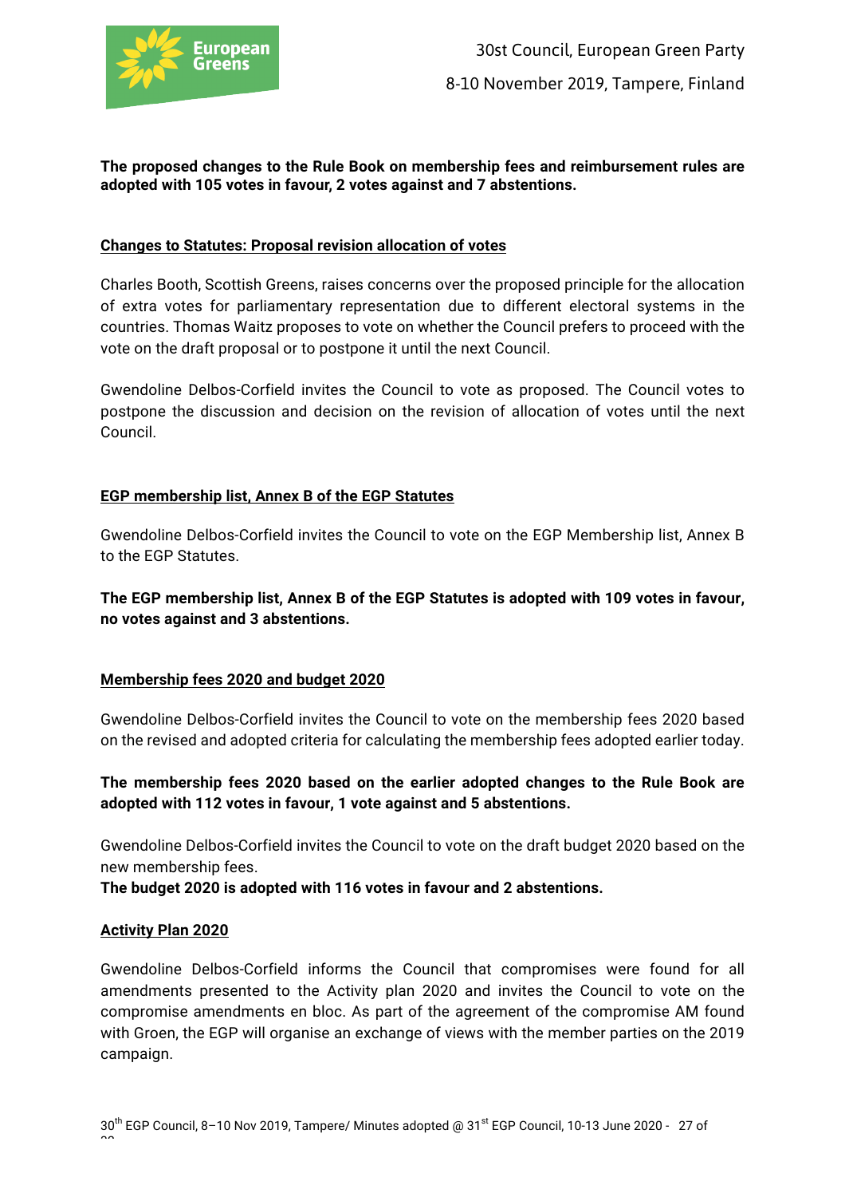**The proposed changes to the Rule Book on membership fees and reimbursement rules are adopted with 105 votes in favour, 2 votes against and 7 abstentions.**

## Changes to Statutes: Proposal revision allocation of votes

Charles Booth, Scottish Greens, raises concerns over the proposed principle for the allocation of extra votes for parliamentary representation due to different electoral systems in the countries. Thomas Waitz proposes to vote on whether the Council prefers to proceed with the vote on the draft proposal or to postpone it until the next Council.

Gwendoline Delbos-Corfield invites the Council to vote as proposed. The Council votes to postpone the discussion and decision on the revision of allocation of votes until the next Council.

## EGP membership list, Annex B of the EGP Statutes

Gwendoline Delbos-Corfield invites the Council to vote on the EGP Membership list, Annex B to the EGP Statutes.

**The EGP membership list, Annex B of the EGP Statutes is adopted with 109 votes in favour, no votes against and 3 abstentions.**

## Membership fees 2020 and budget 2020

Gwendoline Delbos-Corfield invites the Council to vote on the membership fees 2020 based on the revised and adopted criteria for calculating the membership fees adopted earlier today.

**The membership fees 2020 based on the earlier adopted changes to the Rule Book are adopted with 112 votes in favour, 1 vote against and 5 abstentions.**

Gwendoline Delbos-Corfield invites the Council to vote on the draft budget 2020 based on the new membership fees.
**The budget 2020 is adopted with 116 votes in favour and 2 abstentions.**

## Activity Plan 2020

Gwendoline Delbos-Corfield informs the Council that compromises were found for all amendments presented to the Activity plan 2020 and invites the Council to vote on the compromise amendments en bloc. As part of the agreement of the compromise AM found with Groen, the EGP will organise an exchange of views with the member parties on the 2019 campaign.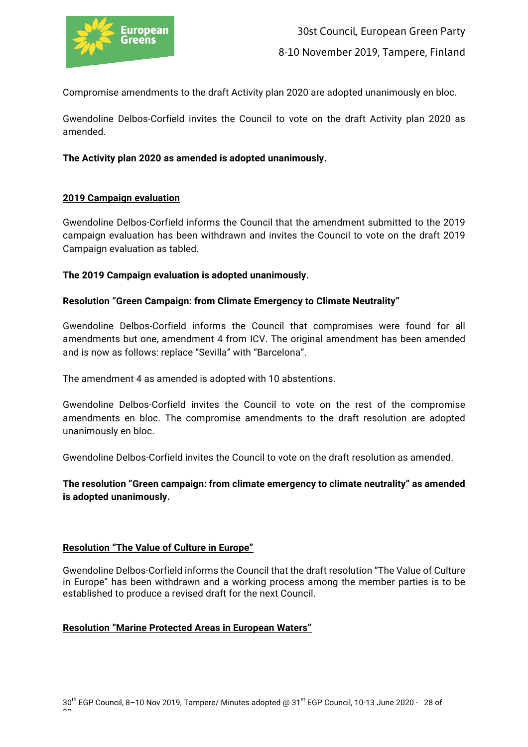Compromise amendments to the draft Activity plan 2020 are adopted unanimously en bloc.

Gwendoline Delbos-Corfield invites the Council to vote on the draft Activity plan 2020 as amended.

**The Activity plan 2020 as amended is adopted unanimously.**

## 2019 Campaign evaluation

Gwendoline Delbos-Corfield informs the Council that the amendment submitted to the 2019 campaign evaluation has been withdrawn and invites the Council to vote on the draft 2019 Campaign evaluation as tabled.

**The 2019 Campaign evaluation is adopted unanimously.**

## Resolution "Green Campaign: from Climate Emergency to Climate Neutrality"

Gwendoline Delbos-Corfield informs the Council that compromises were found for all amendments but one, amendment 4 from ICV. The original amendment has been amended and is now as follows: replace "Sevilla" with "Barcelona".

The amendment 4 as amended is adopted with 10 abstentions.

Gwendoline Delbos-Corfield invites the Council to vote on the rest of the compromise amendments en bloc. The compromise amendments to the draft resolution are adopted unanimously en bloc.

Gwendoline Delbos-Corfield invites the Council to vote on the draft resolution as amended.

**The resolution "Green campaign: from climate emergency to climate neutrality" as amended is adopted unanimously.**

## Resolution "The Value of Culture in Europe"

Gwendoline Delbos-Corfield informs the Council that the draft resolution "The Value of Culture in Europe" has been withdrawn and a working process among the member parties is to be established to produce a revised draft for the next Council.

## Resolution "Marine Protected Areas in European Waters"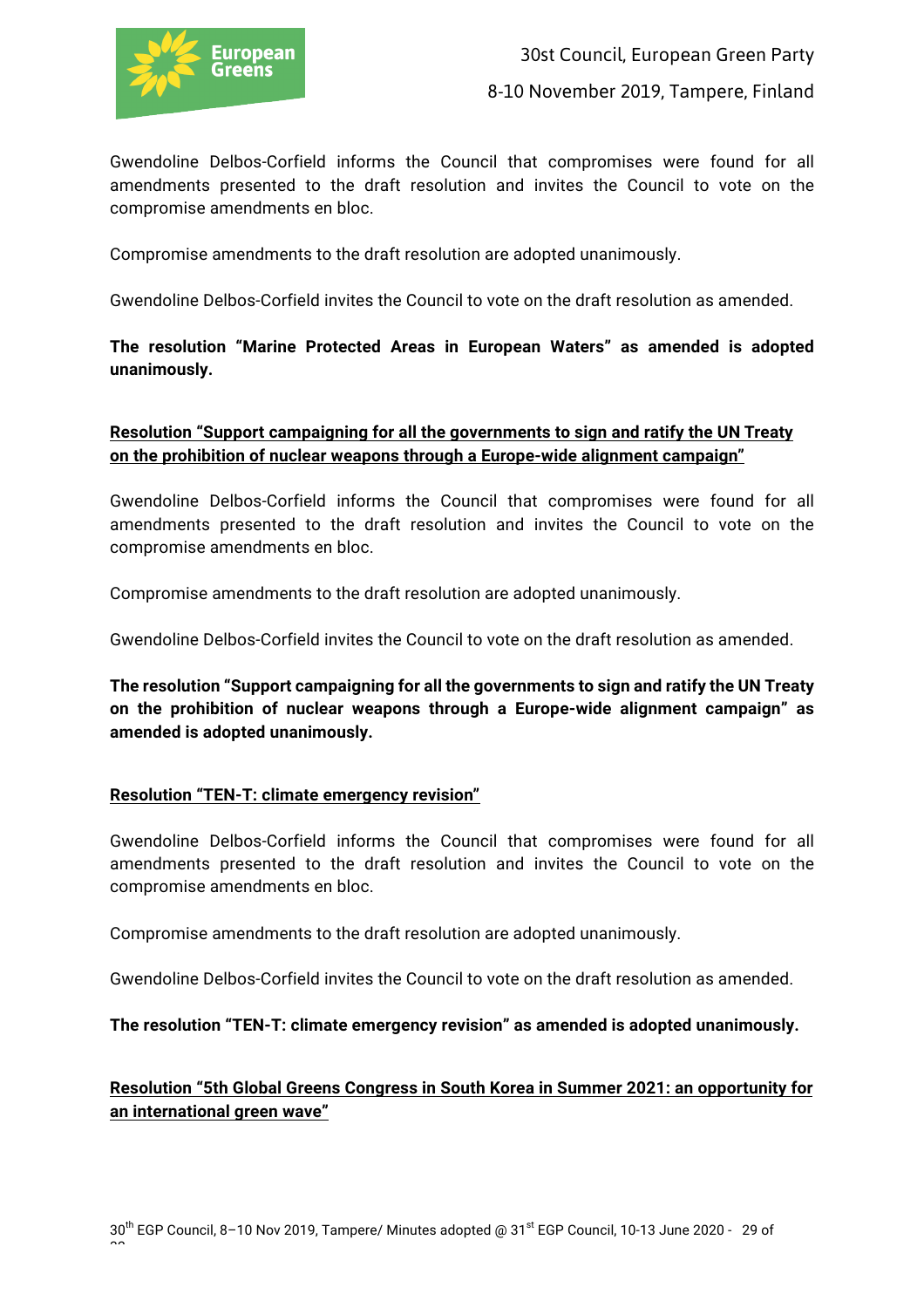Gwendoline Delbos-Corfield informs the Council that compromises were found for all amendments presented to the draft resolution and invites the Council to vote on the compromise amendments en bloc.

Compromise amendments to the draft resolution are adopted unanimously.

Gwendoline Delbos-Corfield invites the Council to vote on the draft resolution as amended.

**The resolution "Marine Protected Areas in European Waters" as amended is adopted unanimously.**

**Resolution "Support campaigning for all the governments to sign and ratify the UN Treaty on the prohibition of nuclear weapons through a Europe-wide alignment campaign"**

Gwendoline Delbos-Corfield informs the Council that compromises were found for all amendments presented to the draft resolution and invites the Council to vote on the compromise amendments en bloc.

Compromise amendments to the draft resolution are adopted unanimously.

Gwendoline Delbos-Corfield invites the Council to vote on the draft resolution as amended.

**The resolution "Support campaigning for all the governments to sign and ratify the UN Treaty on the prohibition of nuclear weapons through a Europe-wide alignment campaign" as amended is adopted unanimously.**

**Resolution "TEN-T: climate emergency revision"**

Gwendoline Delbos-Corfield informs the Council that compromises were found for all amendments presented to the draft resolution and invites the Council to vote on the compromise amendments en bloc.

Compromise amendments to the draft resolution are adopted unanimously.

Gwendoline Delbos-Corfield invites the Council to vote on the draft resolution as amended.

**The resolution "TEN-T: climate emergency revision" as amended is adopted unanimously.**

**Resolution "5th Global Greens Congress in South Korea in Summer 2021: an opportunity for an international green wave"**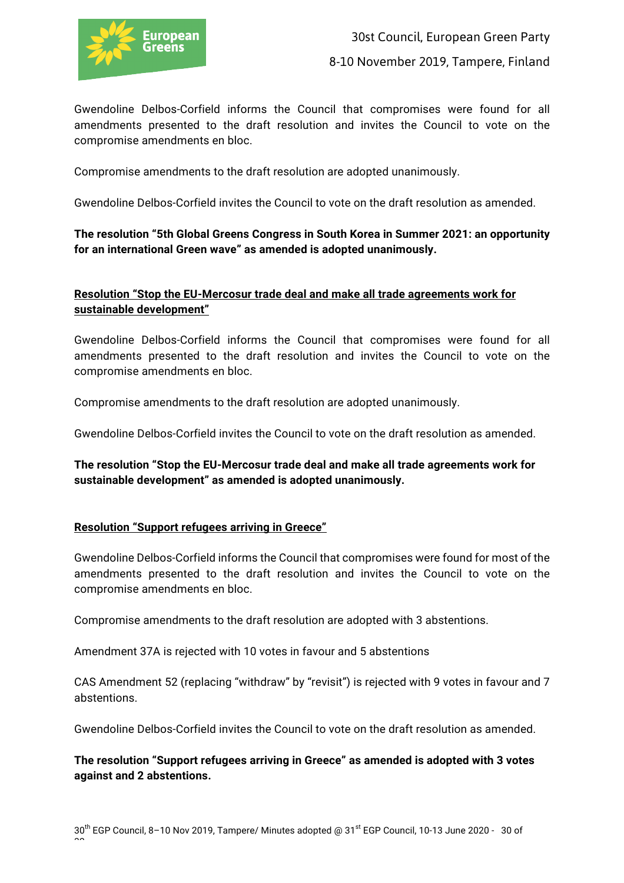Gwendoline Delbos-Corfield informs the Council that compromises were found for all amendments presented to the draft resolution and invites the Council to vote on the compromise amendments en bloc.

Compromise amendments to the draft resolution are adopted unanimously.

Gwendoline Delbos-Corfield invites the Council to vote on the draft resolution as amended.

**The resolution "5th Global Greens Congress in South Korea in Summer 2021: an opportunity for an international Green wave" as amended is adopted unanimously.**

**Resolution "Stop the EU-Mercosur trade deal and make all trade agreements work for sustainable development"**

Gwendoline Delbos-Corfield informs the Council that compromises were found for all amendments presented to the draft resolution and invites the Council to vote on the compromise amendments en bloc.

Compromise amendments to the draft resolution are adopted unanimously.

Gwendoline Delbos-Corfield invites the Council to vote on the draft resolution as amended.

**The resolution "Stop the EU-Mercosur trade deal and make all trade agreements work for sustainable development" as amended is adopted unanimously.**

**Resolution "Support refugees arriving in Greece"**

Gwendoline Delbos-Corfield informs the Council that compromises were found for most of the amendments presented to the draft resolution and invites the Council to vote on the compromise amendments en bloc.

Compromise amendments to the draft resolution are adopted with 3 abstentions.

Amendment 37A is rejected with 10 votes in favour and 5 abstentions

CAS Amendment 52 (replacing "withdraw" by "revisit") is rejected with 9 votes in favour and 7 abstentions.

Gwendoline Delbos-Corfield invites the Council to vote on the draft resolution as amended.

**The resolution "Support refugees arriving in Greece" as amended is adopted with 3 votes against and 2 abstentions.**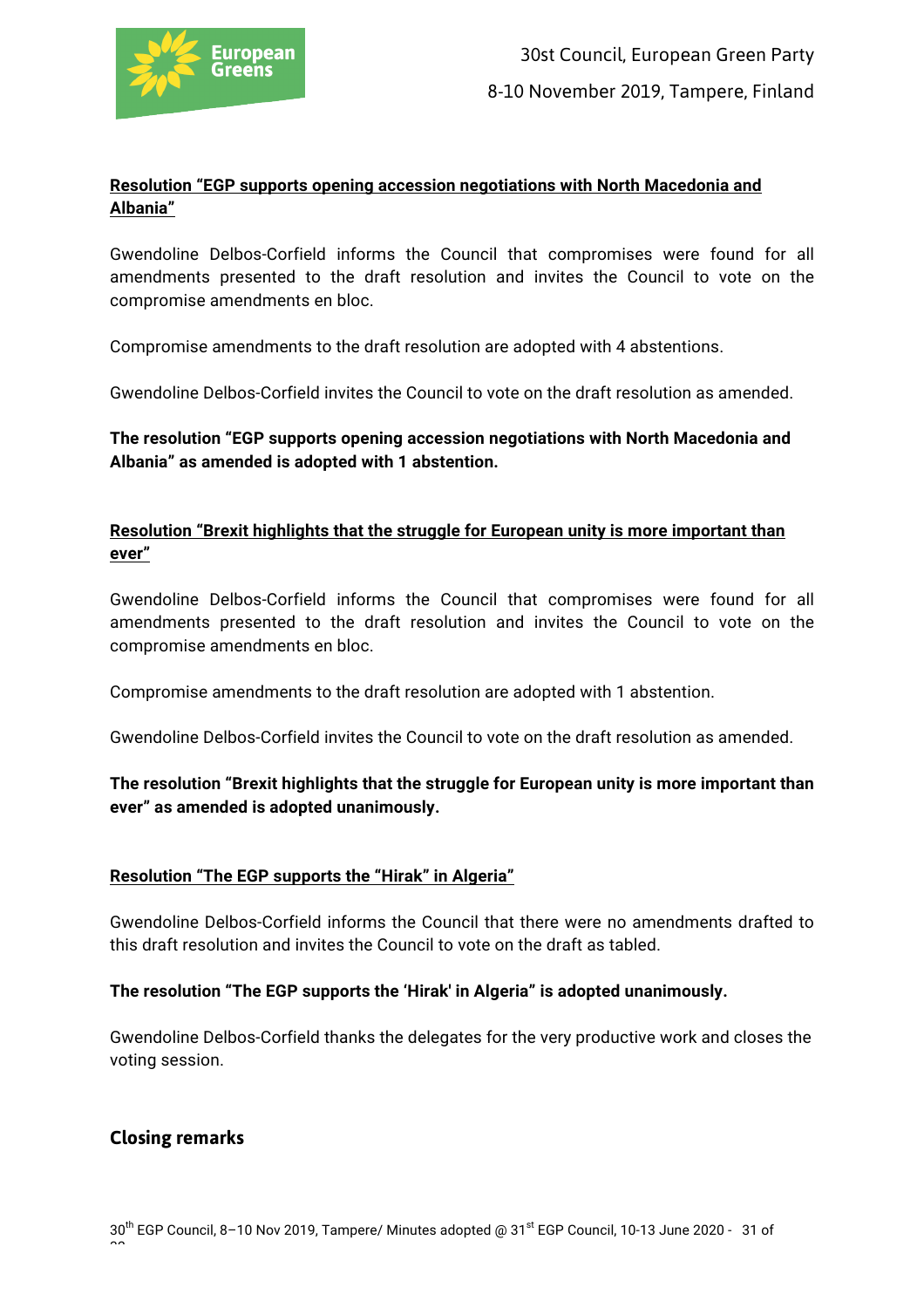**Resolution "EGP supports opening accession negotiations with North Macedonia and Albania"**

Gwendoline Delbos-Corfield informs the Council that compromises were found for all amendments presented to the draft resolution and invites the Council to vote on the compromise amendments en bloc.

Compromise amendments to the draft resolution are adopted with 4 abstentions.

Gwendoline Delbos-Corfield invites the Council to vote on the draft resolution as amended.

**The resolution "EGP supports opening accession negotiations with North Macedonia and Albania" as amended is adopted with 1 abstention.**

**Resolution "Brexit highlights that the struggle for European unity is more important than ever"**

Gwendoline Delbos-Corfield informs the Council that compromises were found for all amendments presented to the draft resolution and invites the Council to vote on the compromise amendments en bloc.

Compromise amendments to the draft resolution are adopted with 1 abstention.

Gwendoline Delbos-Corfield invites the Council to vote on the draft resolution as amended.

**The resolution "Brexit highlights that the struggle for European unity is more important than ever" as amended is adopted unanimously.**

**Resolution "The EGP supports the "Hirak" in Algeria"**

Gwendoline Delbos-Corfield informs the Council that there were no amendments drafted to this draft resolution and invites the Council to vote on the draft as tabled.

**The resolution "The EGP supports the 'Hirak' in Algeria" is adopted unanimously.**

Gwendoline Delbos-Corfield thanks the delegates for the very productive work and closes the voting session.

## Closing remarks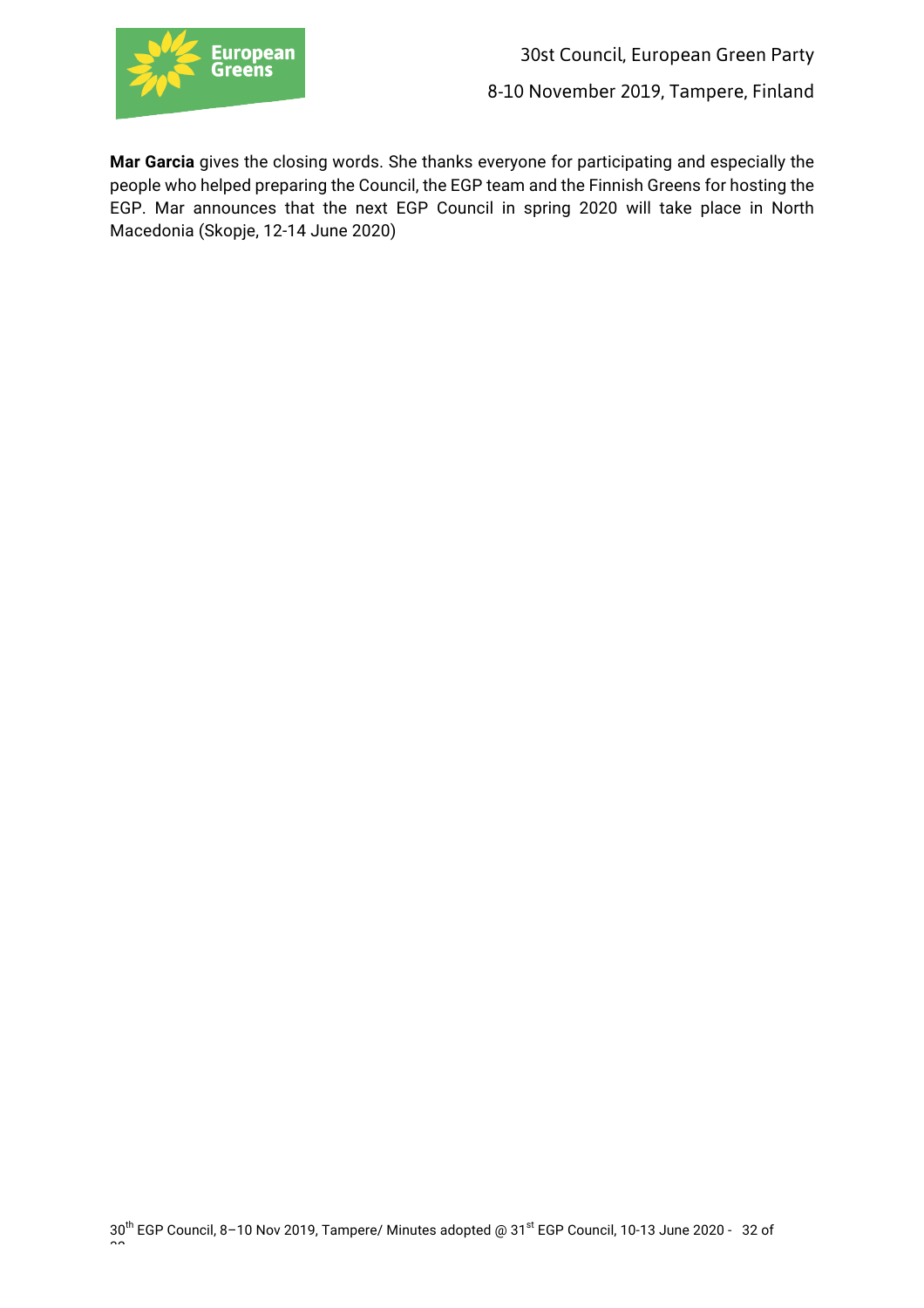**Mar Garcia** gives the closing words. She thanks everyone for participating and especially the people who helped preparing the Council, the EGP team and the Finnish Greens for hosting the EGP. Mar announces that the next EGP Council in spring 2020 will take place in North Macedonia (Skopje, 12-14 June 2020)